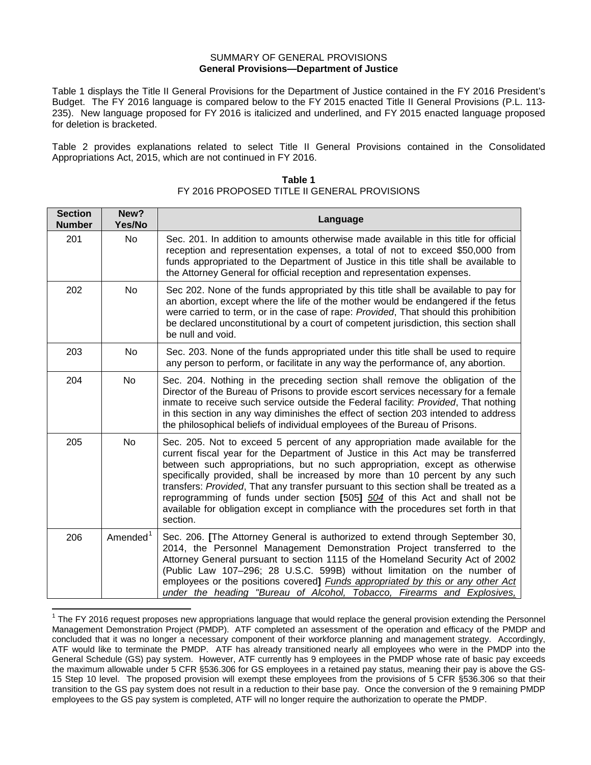SUMMARY OF GENERAL PROVISIONS

**General Provisions—Department of Justice**

Table 1 displays the Title II General Provisions for the Department of Justice contained in the FY 2016 President's Budget. The FY 2016 language is compared below to the FY 2015 enacted Title II General Provisions (P.L. 113-235). New language proposed for FY 2016 is italicized and underlined, and FY 2015 enacted language proposed for deletion is bracketed.

Table 2 provides explanations related to select Title II General Provisions contained in the Consolidated Appropriations Act, 2015, which are not continued in FY 2016.

**Table 1**

FY 2016 PROPOSED TITLE II GENERAL PROVISIONS

| Section Number | New? Yes/No | Language |
|---|---|---|
| 201 | No | Sec. 201. In addition to amounts otherwise made available in this title for official reception and representation expenses, a total of not to exceed $50,000 from funds appropriated to the Department of Justice in this title shall be available to the Attorney General for official reception and representation expenses. |
| 202 | No | Sec 202. None of the funds appropriated by this title shall be available to pay for an abortion, except where the life of the mother would be endangered if the fetus were carried to term, or in the case of rape: *Provided*, That should this prohibition be declared unconstitutional by a court of competent jurisdiction, this section shall be null and void. |
| 203 | No | Sec. 203. None of the funds appropriated under this title shall be used to require any person to perform, or facilitate in any way the performance of, any abortion. |
| 204 | No | Sec. 204. Nothing in the preceding section shall remove the obligation of the Director of the Bureau of Prisons to provide escort services necessary for a female inmate to receive such service outside the Federal facility: *Provided*, That nothing in this section in any way diminishes the effect of section 203 intended to address the philosophical beliefs of individual employees of the Bureau of Prisons. |
| 205 | No | Sec. 205. Not to exceed 5 percent of any appropriation made available for the current fiscal year for the Department of Justice in this Act may be transferred between such appropriations, but no such appropriation, except as otherwise specifically provided, shall be increased by more than 10 percent by any such transfers: *Provided*, That any transfer pursuant to this section shall be treated as a reprogramming of funds under section **[**505**]** <u>*504*</u> of this Act and shall not be available for obligation except in compliance with the procedures set forth in that section. |
| 206 | Amended[1] | Sec. 206. **[**The Attorney General is authorized to extend through September 30, 2014, the Personnel Management Demonstration Project transferred to the Attorney General pursuant to section 1115 of the Homeland Security Act of 2002 (Public Law 107–296; 28 U.S.C. 599B) without limitation on the number of employees or the positions covered**]** <u>*Funds appropriated by this or any other Act under the heading "Bureau of Alcohol, Tobacco, Firearms and Explosives,*</u> |

[1] The FY 2016 request proposes new appropriations language that would replace the general provision extending the Personnel Management Demonstration Project (PMDP). ATF completed an assessment of the operation and efficacy of the PMDP and concluded that it was no longer a necessary component of their workforce planning and management strategy. Accordingly, ATF would like to terminate the PMDP. ATF has already transitioned nearly all employees who were in the PMDP into the General Schedule (GS) pay system. However, ATF currently has 9 employees in the PMDP whose rate of basic pay exceeds the maximum allowable under 5 CFR §536.306 for GS employees in a retained pay status, meaning their pay is above the GS-15 Step 10 level. The proposed provision will exempt these employees from the provisions of 5 CFR §536.306 so that their transition to the GS pay system does not result in a reduction to their base pay. Once the conversion of the 9 remaining PMDP employees to the GS pay system is completed, ATF will no longer require the authorization to operate the PMDP.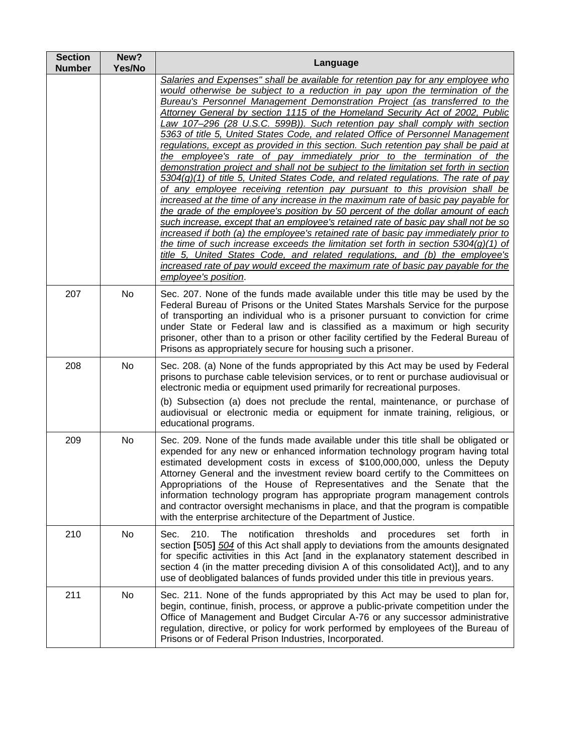| Section Number | New? Yes/No | Language |
|---|---|---|
| | | _Salaries and Expenses" shall be available for retention pay for any employee who would otherwise be subject to a reduction in pay upon the termination of the Bureau's Personnel Management Demonstration Project (as transferred to the Attorney General by section 1115 of the Homeland Security Act of 2002, Public Law 107–296 (28 U.S.C. 599B)). Such retention pay shall comply with section 5363 of title 5, United States Code, and related Office of Personnel Management regulations, except as provided in this section. Such retention pay shall be paid at the employee's rate of pay immediately prior to the termination of the demonstration project and shall not be subject to the limitation set forth in section 5304(g)(1) of title 5, United States Code, and related regulations. The rate of pay of any employee receiving retention pay pursuant to this provision shall be increased at the time of any increase in the maximum rate of basic pay payable for the grade of the employee's position by 50 percent of the dollar amount of each such increase, except that an employee's retained rate of basic pay shall not be so increased if both (a) the employee's retained rate of basic pay immediately prior to the time of such increase exceeds the limitation set forth in section 5304(g)(1) of title 5, United States Code, and related regulations, and (b) the employee's increased rate of pay would exceed the maximum rate of basic pay payable for the employee's position_. |
| 207 | No | Sec. 207. None of the funds made available under this title may be used by the Federal Bureau of Prisons or the United States Marshals Service for the purpose of transporting an individual who is a prisoner pursuant to conviction for crime under State or Federal law and is classified as a maximum or high security prisoner, other than to a prison or other facility certified by the Federal Bureau of Prisons as appropriately secure for housing such a prisoner. |
| 208 | No | Sec. 208. (a) None of the funds appropriated by this Act may be used by Federal prisons to purchase cable television services, or to rent or purchase audiovisual or electronic media or equipment used primarily for recreational purposes.<br>(b) Subsection (a) does not preclude the rental, maintenance, or purchase of audiovisual or electronic media or equipment for inmate training, religious, or educational programs. |
| 209 | No | Sec. 209. None of the funds made available under this title shall be obligated or expended for any new or enhanced information technology program having total estimated development costs in excess of $100,000,000, unless the Deputy Attorney General and the investment review board certify to the Committees on Appropriations of the House of Representatives and the Senate that the information technology program has appropriate program management controls and contractor oversight mechanisms in place, and that the program is compatible with the enterprise architecture of the Department of Justice. |
| 210 | No | Sec. 210. The notification thresholds and procedures set forth in section **[**505**]** _504_ of this Act shall apply to deviations from the amounts designated for specific activities in this Act [and in the explanatory statement described in section 4 (in the matter preceding division A of this consolidated Act)], and to any use of deobligated balances of funds provided under this title in previous years. |
| 211 | No | Sec. 211. None of the funds appropriated by this Act may be used to plan for, begin, continue, finish, process, or approve a public-private competition under the Office of Management and Budget Circular A-76 or any successor administrative regulation, directive, or policy for work performed by employees of the Bureau of Prisons or of Federal Prison Industries, Incorporated. |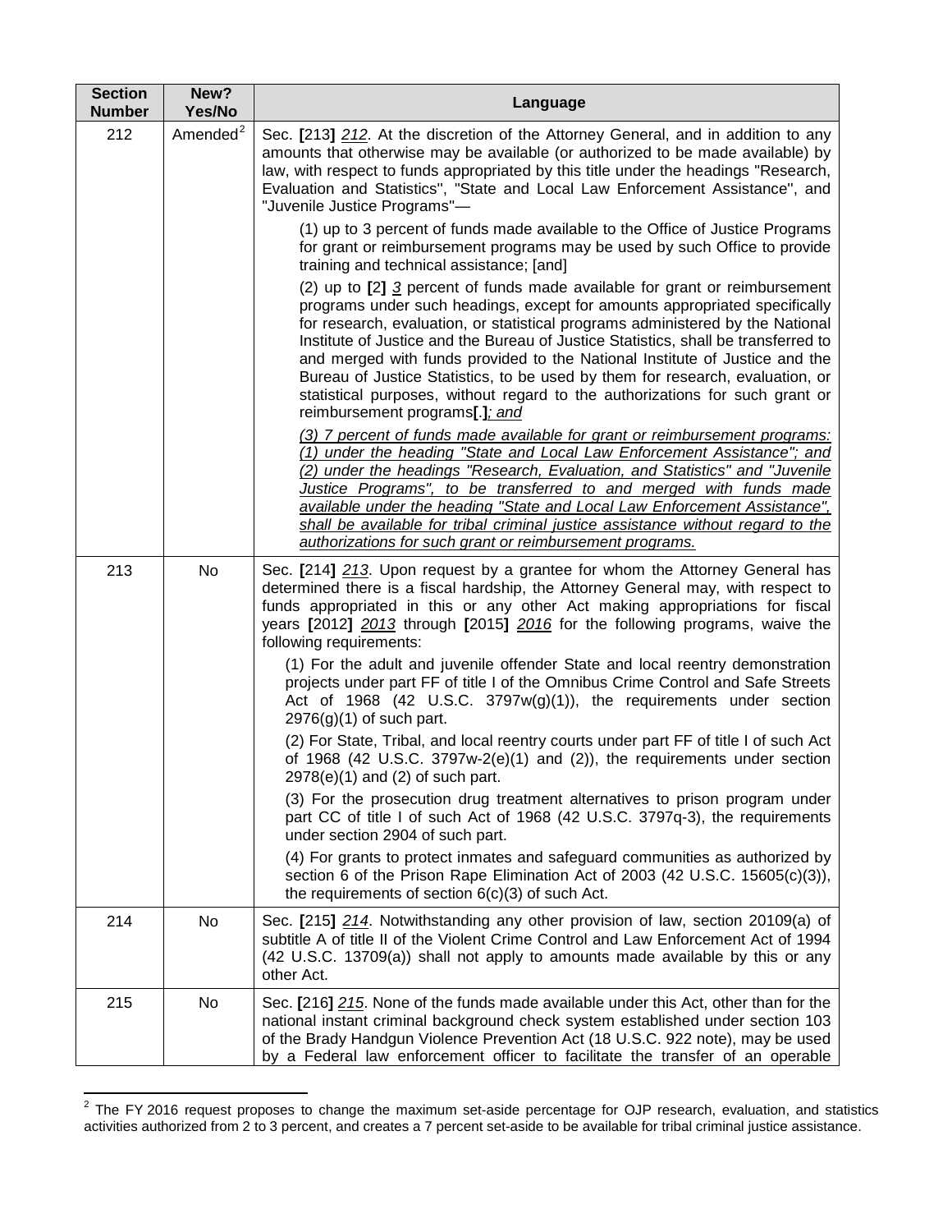| Section Number | New? Yes/No | Language |
|---|---|---|
| 212 | Amended[2] | Sec. **[**213**]** *212*. At the discretion of the Attorney General, and in addition to any amounts that otherwise may be available (or authorized to be made available) by law, with respect to funds appropriated by this title under the headings "Research, Evaluation and Statistics", "State and Local Law Enforcement Assistance", and "Juvenile Justice Programs"—<br><br>(1) up to 3 percent of funds made available to the Office of Justice Programs for grant or reimbursement programs may be used by such Office to provide training and technical assistance; [and]<br><br>(2) up to **[**2**]** *3* percent of funds made available for grant or reimbursement programs under such headings, except for amounts appropriated specifically for research, evaluation, or statistical programs administered by the National Institute of Justice and the Bureau of Justice Statistics, shall be transferred to and merged with funds provided to the National Institute of Justice and the Bureau of Justice Statistics, to be used by them for research, evaluation, or statistical purposes, without regard to the authorizations for such grant or reimbursement programs**[**.**]***; and*<br><br>*(3) 7 percent of funds made available for grant or reimbursement programs: (1) under the heading "State and Local Law Enforcement Assistance"; and (2) under the headings "Research, Evaluation, and Statistics" and "Juvenile Justice Programs", to be transferred to and merged with funds made available under the heading "State and Local Law Enforcement Assistance", shall be available for tribal criminal justice assistance without regard to the authorizations for such grant or reimbursement programs.* |
| 213 | No | Sec. **[**214**]** *213*. Upon request by a grantee for whom the Attorney General has determined there is a fiscal hardship, the Attorney General may, with respect to funds appropriated in this or any other Act making appropriations for fiscal years **[**2012**]** *2013* through **[**2015**]** *2016* for the following programs, waive the following requirements:<br><br>(1) For the adult and juvenile offender State and local reentry demonstration projects under part FF of title I of the Omnibus Crime Control and Safe Streets Act of 1968 (42 U.S.C. 3797w(g)(1)), the requirements under section 2976(g)(1) of such part.<br><br>(2) For State, Tribal, and local reentry courts under part FF of title I of such Act of 1968 (42 U.S.C. 3797w-2(e)(1) and (2)), the requirements under section 2978(e)(1) and (2) of such part.<br><br>(3) For the prosecution drug treatment alternatives to prison program under part CC of title I of such Act of 1968 (42 U.S.C. 3797q-3), the requirements under section 2904 of such part.<br><br>(4) For grants to protect inmates and safeguard communities as authorized by section 6 of the Prison Rape Elimination Act of 2003 (42 U.S.C. 15605(c)(3)), the requirements of section 6(c)(3) of such Act. |
| 214 | No | Sec. **[**215**]** *214*. Notwithstanding any other provision of law, section 20109(a) of subtitle A of title II of the Violent Crime Control and Law Enforcement Act of 1994 (42 U.S.C. 13709(a)) shall not apply to amounts made available by this or any other Act. |
| 215 | No | Sec. **[**216**]** *215*. None of the funds made available under this Act, other than for the national instant criminal background check system established under section 103 of the Brady Handgun Violence Prevention Act (18 U.S.C. 922 note), may be used by a Federal law enforcement officer to facilitate the transfer of an operable |

[2] The FY 2016 request proposes to change the maximum set-aside percentage for OJP research, evaluation, and statistics activities authorized from 2 to 3 percent, and creates a 7 percent set-aside to be available for tribal criminal justice assistance.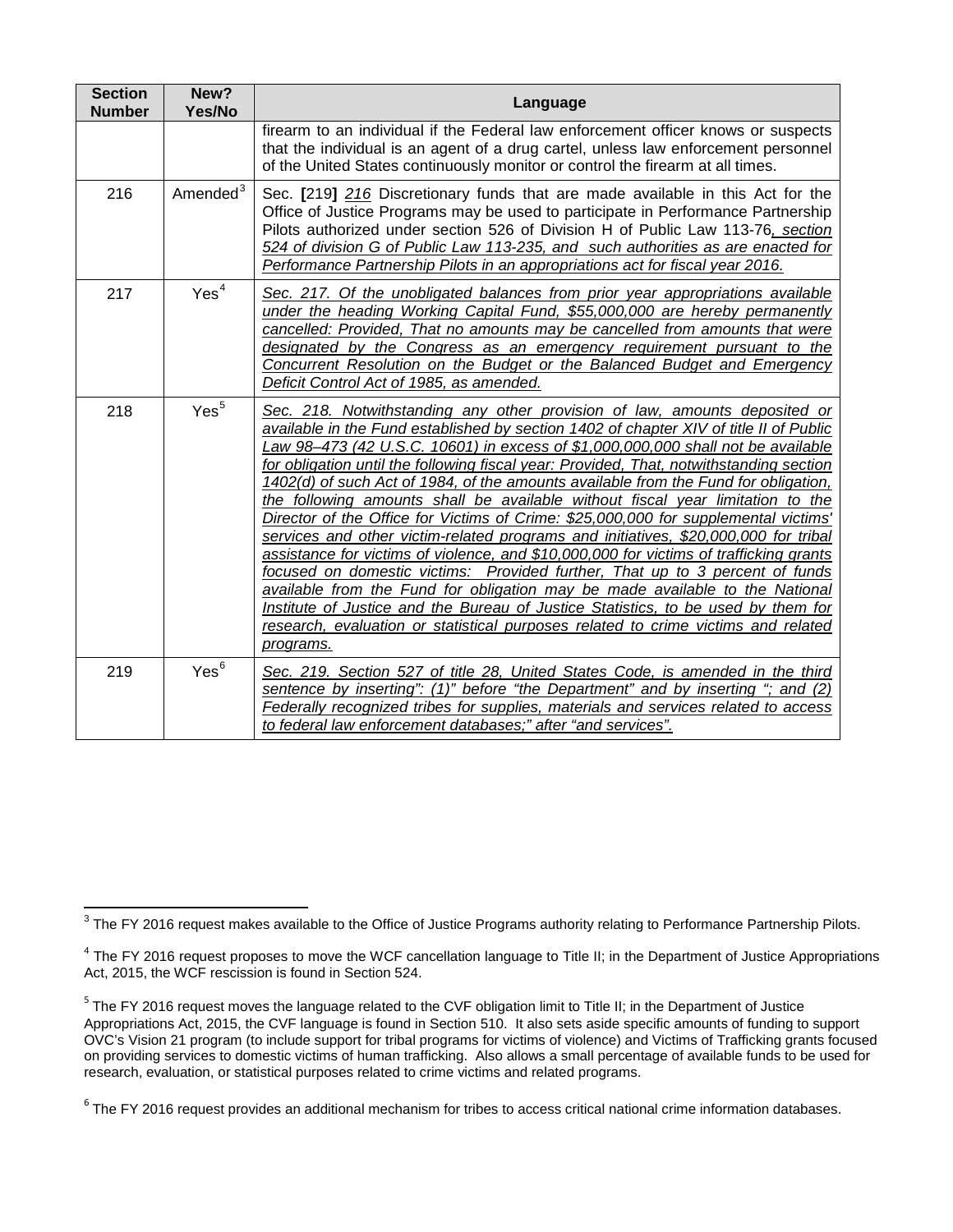| Section Number | New? Yes/No | Language |
|---|---|---|
| | | firearm to an individual if the Federal law enforcement officer knows or suspects that the individual is an agent of a drug cartel, unless law enforcement personnel of the United States continuously monitor or control the firearm at all times. |
| 216 | Amended[3] | Sec. **[**219**]** _216_ Discretionary funds that are made available in this Act for the Office of Justice Programs may be used to participate in Performance Partnership Pilots authorized under section 526 of Division H of Public Law 113-76_, section 524 of division G of Public Law 113-235, and such authorities as are enacted for Performance Partnership Pilots in an appropriations act for fiscal year 2016._ |
| 217 | Yes[4] | _Sec. 217. Of the unobligated balances from prior year appropriations available under the heading Working Capital Fund, $55,000,000 are hereby permanently cancelled: Provided, That no amounts may be cancelled from amounts that were designated by the Congress as an emergency requirement pursuant to the Concurrent Resolution on the Budget or the Balanced Budget and Emergency Deficit Control Act of 1985, as amended._ |
| 218 | Yes[5] | _Sec. 218. Notwithstanding any other provision of law, amounts deposited or available in the Fund established by section 1402 of chapter XIV of title II of Public Law 98–473 (42 U.S.C. 10601) in excess of $1,000,000,000 shall not be available for obligation until the following fiscal year: Provided, That, notwithstanding section 1402(d) of such Act of 1984, of the amounts available from the Fund for obligation, the following amounts shall be available without fiscal year limitation to the Director of the Office for Victims of Crime: $25,000,000 for supplemental victims' services and other victim-related programs and initiatives, $20,000,000 for tribal assistance for victims of violence, and $10,000,000 for victims of trafficking grants focused on domestic victims: Provided further, That up to 3 percent of funds available from the Fund for obligation may be made available to the National Institute of Justice and the Bureau of Justice Statistics, to be used by them for research, evaluation or statistical purposes related to crime victims and related programs._ |
| 219 | Yes[6] | _Sec. 219. Section 527 of title 28, United States Code, is amended in the third sentence by inserting": (1)" before "the Department" and by inserting "; and (2) Federally recognized tribes for supplies, materials and services related to access to federal law enforcement databases;" after "and services"._ |

[3] The FY 2016 request makes available to the Office of Justice Programs authority relating to Performance Partnership Pilots.

[4] The FY 2016 request proposes to move the WCF cancellation language to Title II; in the Department of Justice Appropriations Act, 2015, the WCF rescission is found in Section 524.

[5] The FY 2016 request moves the language related to the CVF obligation limit to Title II; in the Department of Justice Appropriations Act, 2015, the CVF language is found in Section 510. It also sets aside specific amounts of funding to support OVC's Vision 21 program (to include support for tribal programs for victims of violence) and Victims of Trafficking grants focused on providing services to domestic victims of human trafficking. Also allows a small percentage of available funds to be used for research, evaluation, or statistical purposes related to crime victims and related programs.

[6] The FY 2016 request provides an additional mechanism for tribes to access critical national crime information databases.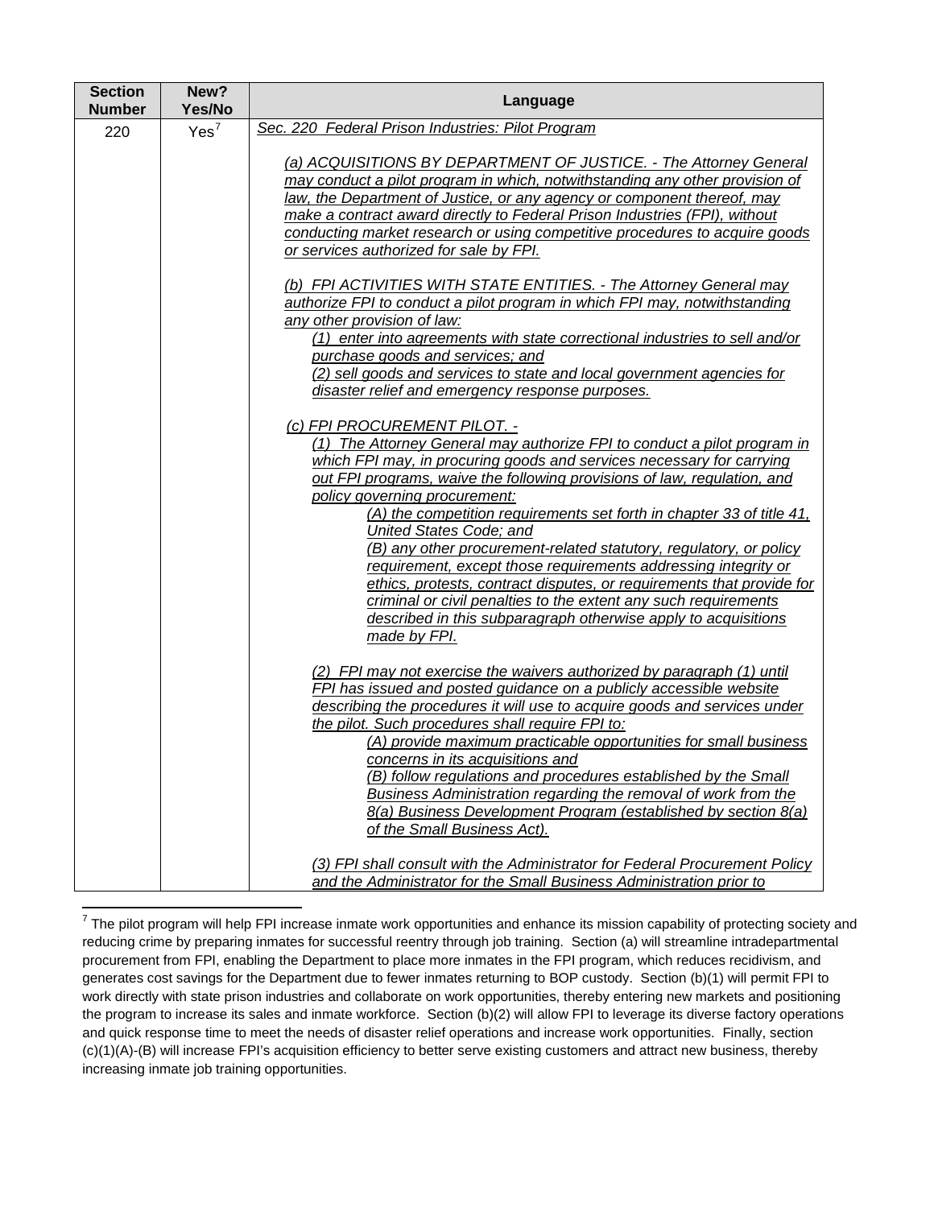| Section Number | New? Yes/No | Language |
| --- | --- | --- |
| 220 | Yes[7] | *Sec. 220 Federal Prison Industries: Pilot Program*<br><br>*(a) ACQUISITIONS BY DEPARTMENT OF JUSTICE. - The Attorney General may conduct a pilot program in which, notwithstanding any other provision of law, the Department of Justice, or any agency or component thereof, may make a contract award directly to Federal Prison Industries (FPI), without conducting market research or using competitive procedures to acquire goods or services authorized for sale by FPI.*<br><br>*(b) FPI ACTIVITIES WITH STATE ENTITIES. - The Attorney General may authorize FPI to conduct a pilot program in which FPI may, notwithstanding any other provision of law:*<br>*(1) enter into agreements with state correctional industries to sell and/or purchase goods and services; and*<br>*(2) sell goods and services to state and local government agencies for disaster relief and emergency response purposes.*<br><br>*(c) FPI PROCUREMENT PILOT. -*<br>*(1) The Attorney General may authorize FPI to conduct a pilot program in which FPI may, in procuring goods and services necessary for carrying out FPI programs, waive the following provisions of law, regulation, and policy governing procurement:*<br>*(A) the competition requirements set forth in chapter 33 of title 41, United States Code; and*<br>*(B) any other procurement-related statutory, regulatory, or policy requirement, except those requirements addressing integrity or ethics, protests, contract disputes, or requirements that provide for criminal or civil penalties to the extent any such requirements described in this subparagraph otherwise apply to acquisitions made by FPI.*<br><br>*(2) FPI may not exercise the waivers authorized by paragraph (1) until FPI has issued and posted guidance on a publicly accessible website describing the procedures it will use to acquire goods and services under the pilot. Such procedures shall require FPI to:*<br>*(A) provide maximum practicable opportunities for small business concerns in its acquisitions and*<br>*(B) follow regulations and procedures established by the Small Business Administration regarding the removal of work from the 8(a) Business Development Program (established by section 8(a) of the Small Business Act).*<br><br>*(3) FPI shall consult with the Administrator for Federal Procurement Policy and the Administrator for the Small Business Administration prior to* |

[7] The pilot program will help FPI increase inmate work opportunities and enhance its mission capability of protecting society and reducing crime by preparing inmates for successful reentry through job training. Section (a) will streamline intradepartmental procurement from FPI, enabling the Department to place more inmates in the FPI program, which reduces recidivism, and generates cost savings for the Department due to fewer inmates returning to BOP custody. Section (b)(1) will permit FPI to work directly with state prison industries and collaborate on work opportunities, thereby entering new markets and positioning the program to increase its sales and inmate workforce. Section (b)(2) will allow FPI to leverage its diverse factory operations and quick response time to meet the needs of disaster relief operations and increase work opportunities. Finally, section (c)(1)(A)-(B) will increase FPI's acquisition efficiency to better serve existing customers and attract new business, thereby increasing inmate job training opportunities.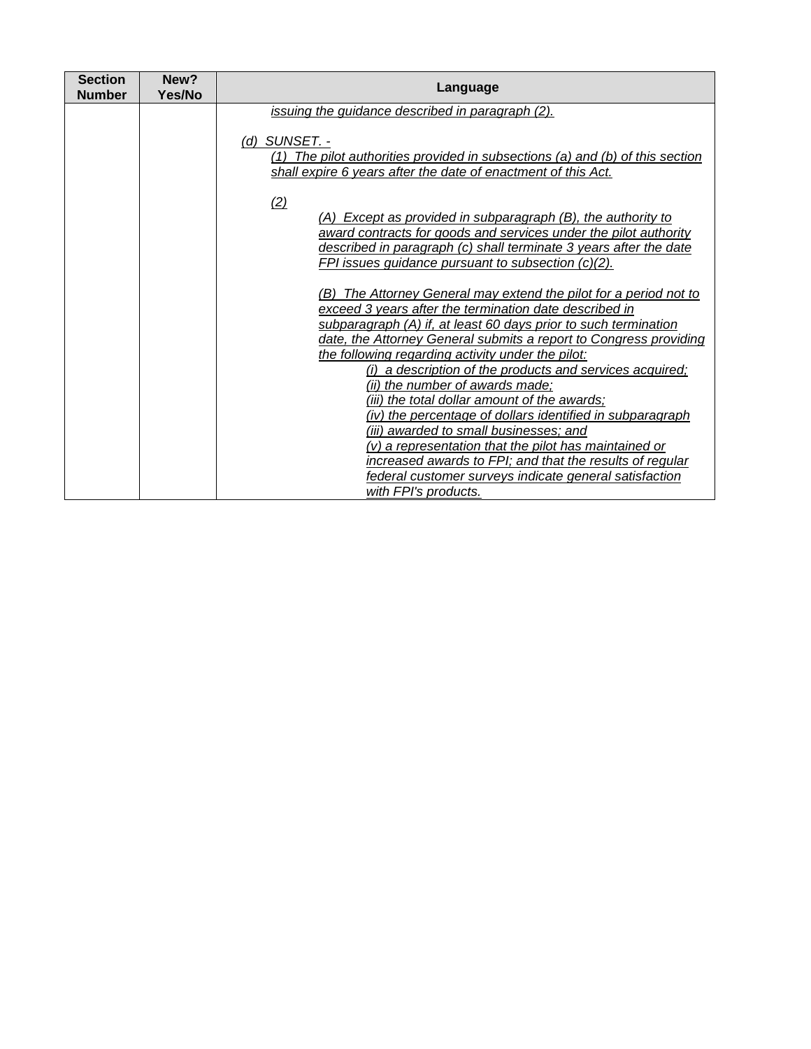| Section Number | New? Yes/No | Language |
|---|---|---|
| | | *issuing the guidance described in paragraph (2).*<br><br>*(d) SUNSET. -*<br>*(1) The pilot authorities provided in subsections (a) and (b) of this section shall expire 6 years after the date of enactment of this Act.*<br><br>*(2)*<br>*(A) Except as provided in subparagraph (B), the authority to award contracts for goods and services under the pilot authority described in paragraph (c) shall terminate 3 years after the date FPI issues guidance pursuant to subsection (c)(2).*<br><br>*(B) The Attorney General may extend the pilot for a period not to exceed 3 years after the termination date described in subparagraph (A) if, at least 60 days prior to such termination date, the Attorney General submits a report to Congress providing the following regarding activity under the pilot:*<br>*(i) a description of the products and services acquired;*<br>*(ii) the number of awards made;*<br>*(iii) the total dollar amount of the awards;*<br>*(iv) the percentage of dollars identified in subparagraph (iii) awarded to small businesses; and*<br>*(v) a representation that the pilot has maintained or increased awards to FPI; and that the results of regular federal customer surveys indicate general satisfaction with FPI's products.* |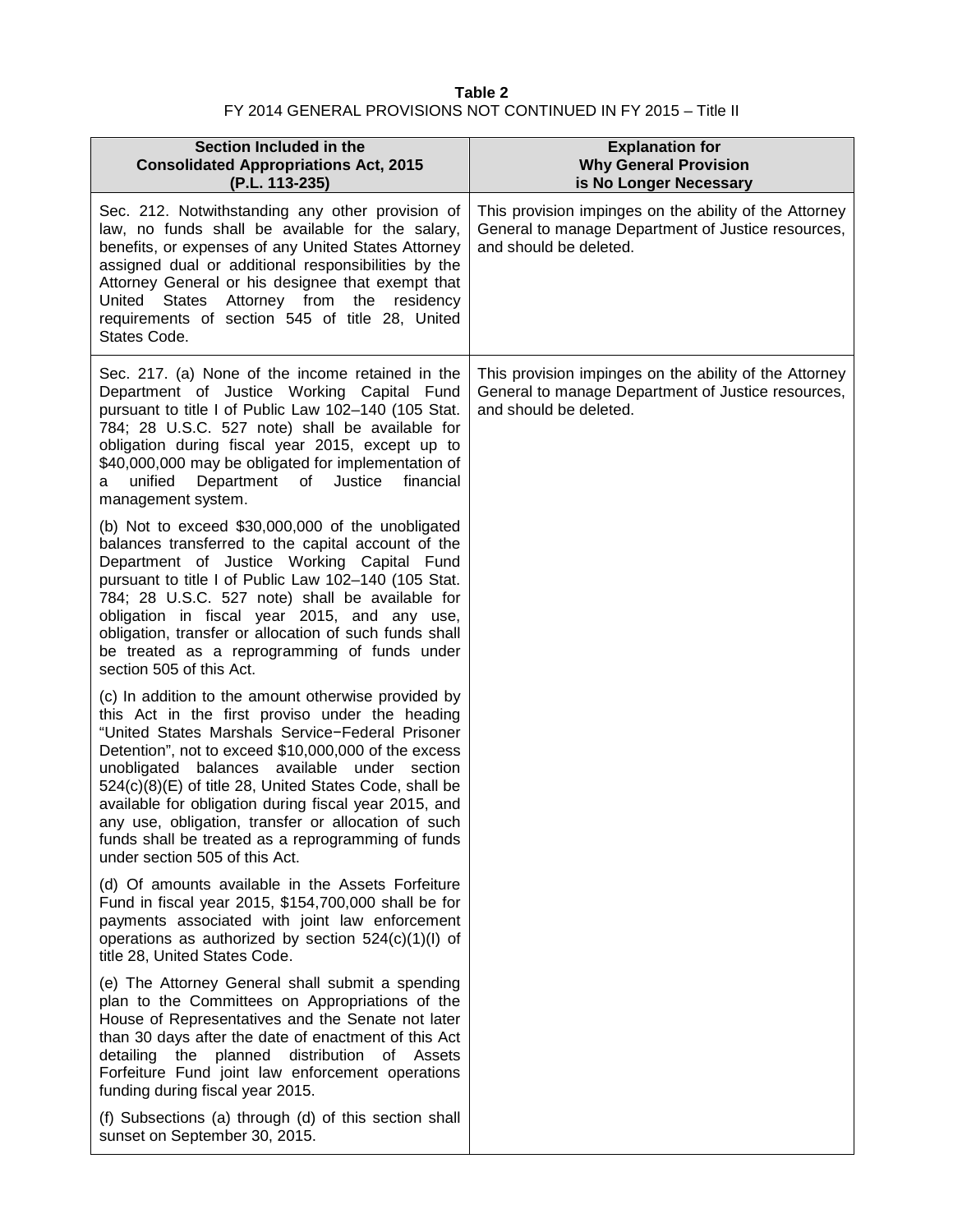**Table 2**
FY 2014 GENERAL PROVISIONS NOT CONTINUED IN FY 2015 – Title II

| Section Included in the Consolidated Appropriations Act, 2015 (P.L. 113-235) | Explanation for Why General Provision is No Longer Necessary |
|---|---|
| Sec. 212. Notwithstanding any other provision of law, no funds shall be available for the salary, benefits, or expenses of any United States Attorney assigned dual or additional responsibilities by the Attorney General or his designee that exempt that United States Attorney from the residency requirements of section 545 of title 28, United States Code. | This provision impinges on the ability of the Attorney General to manage Department of Justice resources, and should be deleted. |
| Sec. 217. (a) None of the income retained in the Department of Justice Working Capital Fund pursuant to title I of Public Law 102–140 (105 Stat. 784; 28 U.S.C. 527 note) shall be available for obligation during fiscal year 2015, except up to $40,000,000 may be obligated for implementation of a unified Department of Justice financial management system.<br><br>(b) Not to exceed $30,000,000 of the unobligated balances transferred to the capital account of the Department of Justice Working Capital Fund pursuant to title I of Public Law 102–140 (105 Stat. 784; 28 U.S.C. 527 note) shall be available for obligation in fiscal year 2015, and any use, obligation, transfer or allocation of such funds shall be treated as a reprogramming of funds under section 505 of this Act.<br><br>(c) In addition to the amount otherwise provided by this Act in the first proviso under the heading "United States Marshals Service−Federal Prisoner Detention", not to exceed $10,000,000 of the excess unobligated balances available under section 524(c)(8)(E) of title 28, United States Code, shall be available for obligation during fiscal year 2015, and any use, obligation, transfer or allocation of such funds shall be treated as a reprogramming of funds under section 505 of this Act.<br><br>(d) Of amounts available in the Assets Forfeiture Fund in fiscal year 2015, $154,700,000 shall be for payments associated with joint law enforcement operations as authorized by section 524(c)(1)(I) of title 28, United States Code.<br><br>(e) The Attorney General shall submit a spending plan to the Committees on Appropriations of the House of Representatives and the Senate not later than 30 days after the date of enactment of this Act detailing the planned distribution of Assets Forfeiture Fund joint law enforcement operations funding during fiscal year 2015.<br><br>(f) Subsections (a) through (d) of this section shall sunset on September 30, 2015. | This provision impinges on the ability of the Attorney General to manage Department of Justice resources, and should be deleted. |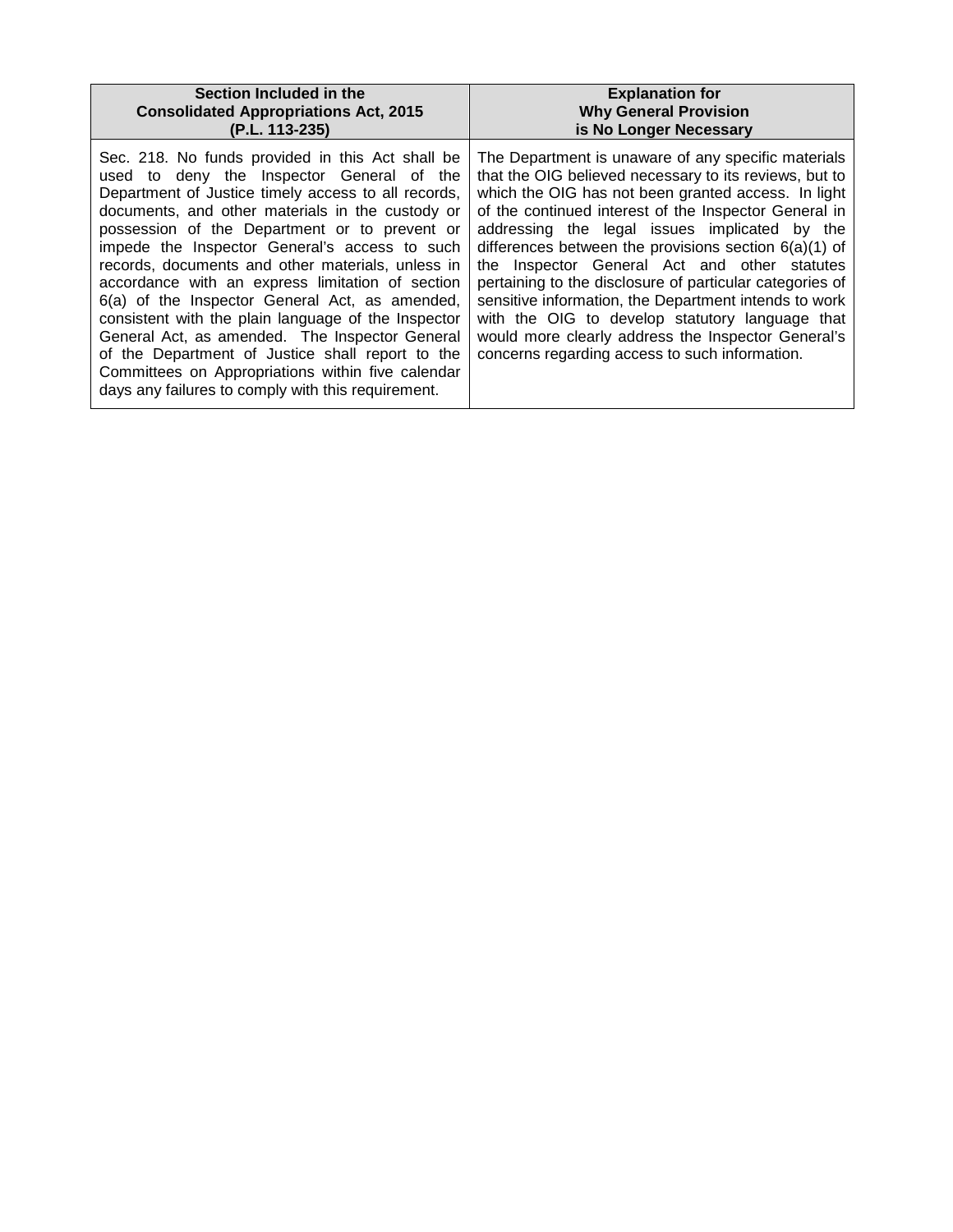| Section Included in the Consolidated Appropriations Act, 2015 (P.L. 113-235) | Explanation for Why General Provision is No Longer Necessary |
| --- | --- |
| Sec. 218. No funds provided in this Act shall be used to deny the Inspector General of the Department of Justice timely access to all records, documents, and other materials in the custody or possession of the Department or to prevent or impede the Inspector General's access to such records, documents and other materials, unless in accordance with an express limitation of section 6(a) of the Inspector General Act, as amended, consistent with the plain language of the Inspector General Act, as amended. The Inspector General of the Department of Justice shall report to the Committees on Appropriations within five calendar days any failures to comply with this requirement. | The Department is unaware of any specific materials that the OIG believed necessary to its reviews, but to which the OIG has not been granted access. In light of the continued interest of the Inspector General in addressing the legal issues implicated by the differences between the provisions section 6(a)(1) of the Inspector General Act and other statutes pertaining to the disclosure of particular categories of sensitive information, the Department intends to work with the OIG to develop statutory language that would more clearly address the Inspector General's concerns regarding access to such information. |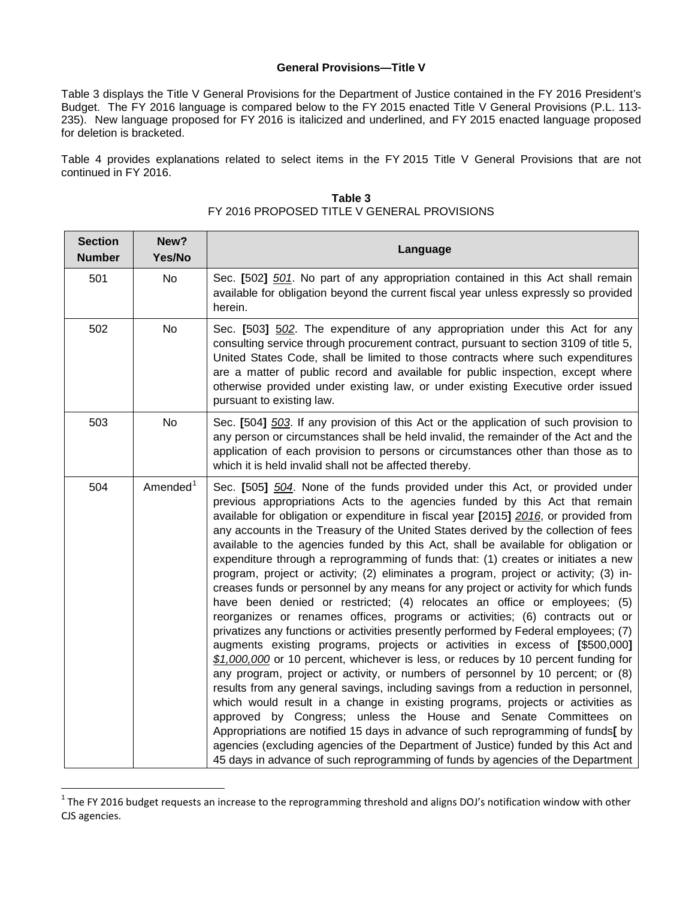**General Provisions—Title V**

Table 3 displays the Title V General Provisions for the Department of Justice contained in the FY 2016 President's Budget. The FY 2016 language is compared below to the FY 2015 enacted Title V General Provisions (P.L. 113-235). New language proposed for FY 2016 is italicized and underlined, and FY 2015 enacted language proposed for deletion is bracketed.

Table 4 provides explanations related to select items in the FY 2015 Title V General Provisions that are not continued in FY 2016.

**Table 3**
FY 2016 PROPOSED TITLE V GENERAL PROVISIONS

| Section Number | New? Yes/No | Language |
|---|---|---|
| 501 | No | Sec. **[**502**]** *<u>501</u>*. No part of any appropriation contained in this Act shall remain available for obligation beyond the current fiscal year unless expressly so provided herein. |
| 502 | No | Sec. **[**503**]** *<u>502</u>*. The expenditure of any appropriation under this Act for any consulting service through procurement contract, pursuant to section 3109 of title 5, United States Code, shall be limited to those contracts where such expenditures are a matter of public record and available for public inspection, except where otherwise provided under existing law, or under existing Executive order issued pursuant to existing law. |
| 503 | No | Sec. **[**504**]** *<u>503</u>*. If any provision of this Act or the application of such provision to any person or circumstances shall be held invalid, the remainder of the Act and the application of each provision to persons or circumstances other than those as to which it is held invalid shall not be affected thereby. |
| 504 | Amended[1] | Sec. **[**505**]** *<u>504</u>*. None of the funds provided under this Act, or provided under previous appropriations Acts to the agencies funded by this Act that remain available for obligation or expenditure in fiscal year **[**2015**]** *<u>2016</u>*, or provided from any accounts in the Treasury of the United States derived by the collection of fees available to the agencies funded by this Act, shall be available for obligation or expenditure through a reprogramming of funds that: (1) creates or initiates a new program, project or activity; (2) eliminates a program, project or activity; (3) increases funds or personnel by any means for any project or activity for which funds have been denied or restricted; (4) relocates an office or employees; (5) reorganizes or renames offices, programs or activities; (6) contracts out or privatizes any functions or activities presently performed by Federal employees; (7) augments existing programs, projects or activities in excess of **[**$500,000**]** *<u>$1,000,000</u>* or 10 percent, whichever is less, or reduces by 10 percent funding for any program, project or activity, or numbers of personnel by 10 percent; or (8) results from any general savings, including savings from a reduction in personnel, which would result in a change in existing programs, projects or activities as approved by Congress; unless the House and Senate Committees on Appropriations are notified 15 days in advance of such reprogramming of funds**[** by agencies (excluding agencies of the Department of Justice) funded by this Act and 45 days in advance of such reprogramming of funds by agencies of the Department |

[1] The FY 2016 budget requests an increase to the reprogramming threshold and aligns DOJ's notification window with other CJS agencies.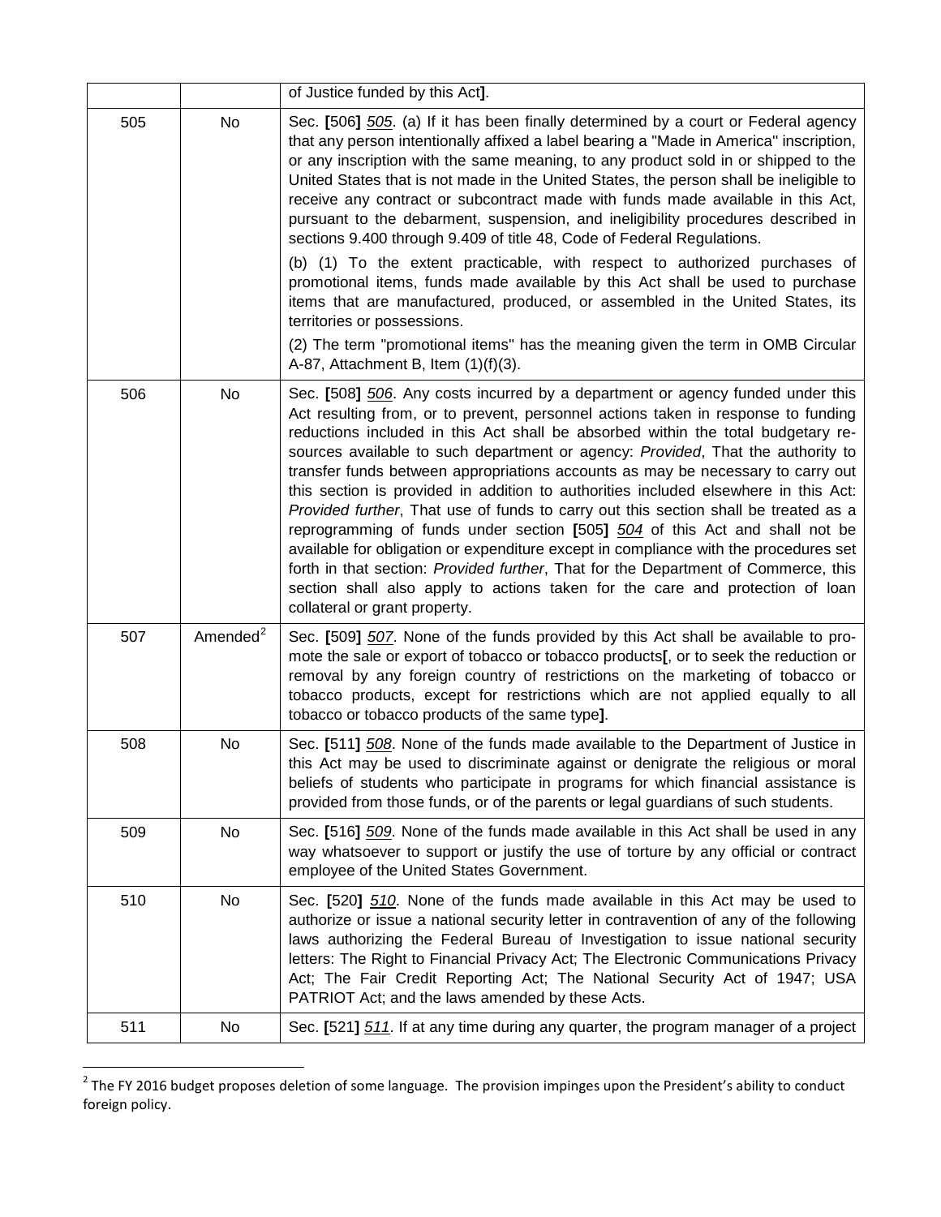| | | of Justice funded by this Act]. |
|---|---|---|
| 505 | No | Sec. [506] _505_. (a) If it has been finally determined by a court or Federal agency that any person intentionally affixed a label bearing a "Made in America" inscription, or any inscription with the same meaning, to any product sold in or shipped to the United States that is not made in the United States, the person shall be ineligible to receive any contract or subcontract made with funds made available in this Act, pursuant to the debarment, suspension, and ineligibility procedures described in sections 9.400 through 9.409 of title 48, Code of Federal Regulations.<br><br>(b) (1) To the extent practicable, with respect to authorized purchases of promotional items, funds made available by this Act shall be used to purchase items that are manufactured, produced, or assembled in the United States, its territories or possessions.<br><br>(2) The term "promotional items" has the meaning given the term in OMB Circular A-87, Attachment B, Item (1)(f)(3). |
| 506 | No | Sec. [508] _506_. Any costs incurred by a department or agency funded under this Act resulting from, or to prevent, personnel actions taken in response to funding reductions included in this Act shall be absorbed within the total budgetary resources available to such department or agency: *Provided*, That the authority to transfer funds between appropriations accounts as may be necessary to carry out this section is provided in addition to authorities included elsewhere in this Act: *Provided further*, That use of funds to carry out this section shall be treated as a reprogramming of funds under section [505] _504_ of this Act and shall not be available for obligation or expenditure except in compliance with the procedures set forth in that section: *Provided further*, That for the Department of Commerce, this section shall also apply to actions taken for the care and protection of loan collateral or grant property. |
| 507 | Amended[2] | Sec. [509] _507_. None of the funds provided by this Act shall be available to promote the sale or export of tobacco or tobacco products[, or to seek the reduction or removal by any foreign country of restrictions on the marketing of tobacco or tobacco products, except for restrictions which are not applied equally to all tobacco or tobacco products of the same type]. |
| 508 | No | Sec. [511] _508_. None of the funds made available to the Department of Justice in this Act may be used to discriminate against or denigrate the religious or moral beliefs of students who participate in programs for which financial assistance is provided from those funds, or of the parents or legal guardians of such students. |
| 509 | No | Sec. [516] _509_. None of the funds made available in this Act shall be used in any way whatsoever to support or justify the use of torture by any official or contract employee of the United States Government. |
| 510 | No | Sec. [520] _510_. None of the funds made available in this Act may be used to authorize or issue a national security letter in contravention of any of the following laws authorizing the Federal Bureau of Investigation to issue national security letters: The Right to Financial Privacy Act; The Electronic Communications Privacy Act; The Fair Credit Reporting Act; The National Security Act of 1947; USA PATRIOT Act; and the laws amended by these Acts. |
| 511 | No | Sec. [521] _511_. If at any time during any quarter, the program manager of a project |

[2] The FY 2016 budget proposes deletion of some language. The provision impinges upon the President's ability to conduct foreign policy.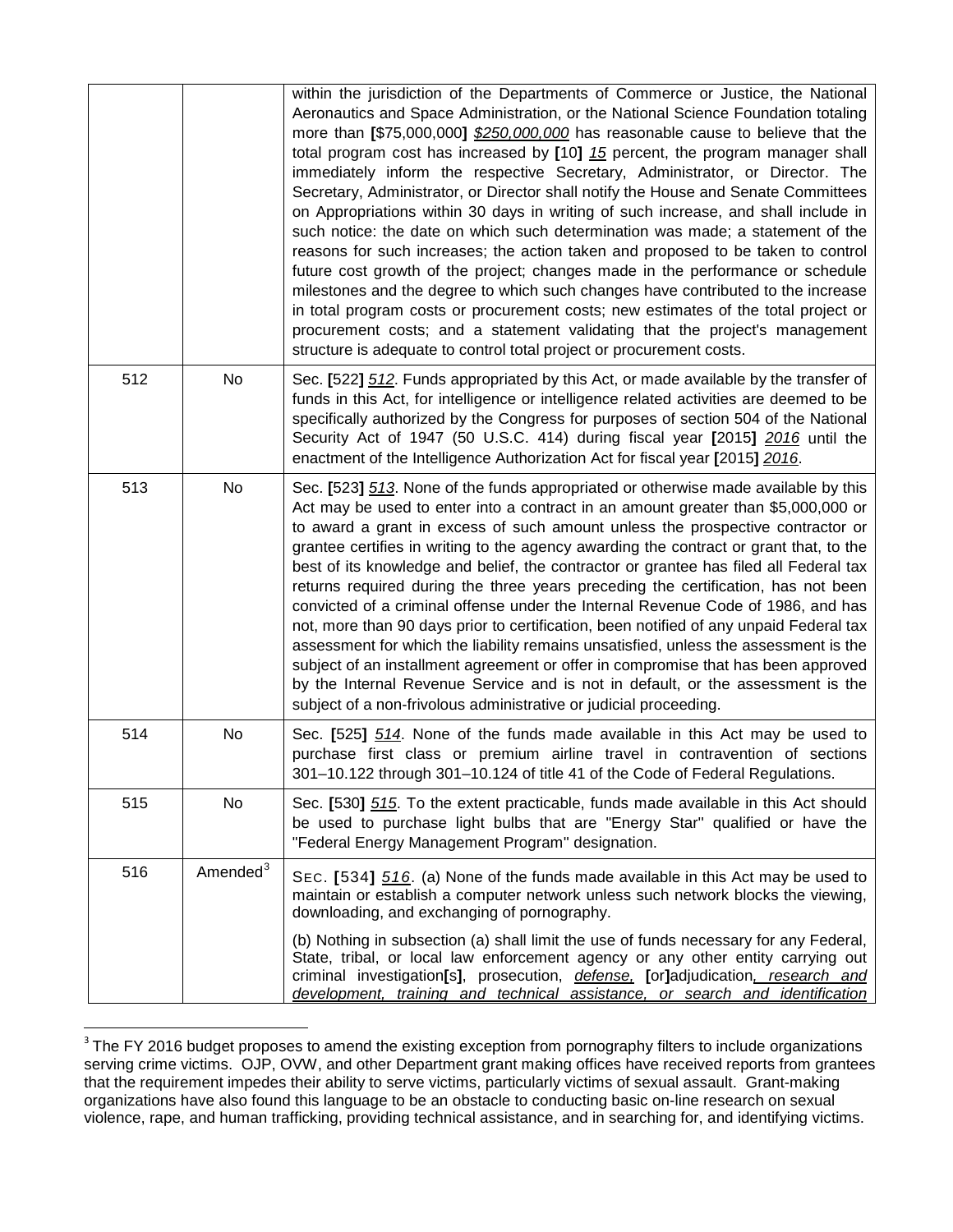| | | |
|---|---|---|
| | | within the jurisdiction of the Departments of Commerce or Justice, the National Aeronautics and Space Administration, or the National Science Foundation totaling more than **[**$75,000,000**]** *$250,000,000* has reasonable cause to believe that the total program cost has increased by **[**10**]** *15* percent, the program manager shall immediately inform the respective Secretary, Administrator, or Director. The Secretary, Administrator, or Director shall notify the House and Senate Committees on Appropriations within 30 days in writing of such increase, and shall include in such notice: the date on which such determination was made; a statement of the reasons for such increases; the action taken and proposed to be taken to control future cost growth of the project; changes made in the performance or schedule milestones and the degree to which such changes have contributed to the increase in total program costs or procurement costs; new estimates of the total project or procurement costs; and a statement validating that the project's management structure is adequate to control total project or procurement costs. |
| 512 | No | Sec. **[**522**]** *512*. Funds appropriated by this Act, or made available by the transfer of funds in this Act, for intelligence or intelligence related activities are deemed to be specifically authorized by the Congress for purposes of section 504 of the National Security Act of 1947 (50 U.S.C. 414) during fiscal year **[**2015**]** *2016* until the enactment of the Intelligence Authorization Act for fiscal year **[**2015**]** *2016*. |
| 513 | No | Sec. **[**523**]** *513*. None of the funds appropriated or otherwise made available by this Act may be used to enter into a contract in an amount greater than $5,000,000 or to award a grant in excess of such amount unless the prospective contractor or grantee certifies in writing to the agency awarding the contract or grant that, to the best of its knowledge and belief, the contractor or grantee has filed all Federal tax returns required during the three years preceding the certification, has not been convicted of a criminal offense under the Internal Revenue Code of 1986, and has not, more than 90 days prior to certification, been notified of any unpaid Federal tax assessment for which the liability remains unsatisfied, unless the assessment is the subject of an installment agreement or offer in compromise that has been approved by the Internal Revenue Service and is not in default, or the assessment is the subject of a non-frivolous administrative or judicial proceeding. |
| 514 | No | Sec. **[**525**]** *514*. None of the funds made available in this Act may be used to purchase first class or premium airline travel in contravention of sections 301–10.122 through 301–10.124 of title 41 of the Code of Federal Regulations. |
| 515 | No | Sec. **[**530**]** *515*. To the extent practicable, funds made available in this Act should be used to purchase light bulbs that are "Energy Star" qualified or have the "Federal Energy Management Program" designation. |
| 516 | Amended[3] | SEC. **[**534**]** *516*. (a) None of the funds made available in this Act may be used to maintain or establish a computer network unless such network blocks the viewing, downloading, and exchanging of pornography.<br><br>(b) Nothing in subsection (a) shall limit the use of funds necessary for any Federal, State, tribal, or local law enforcement agency or any other entity carrying out criminal investigation**[**s**]**, prosecution, *defense,* **[**or**]**adjudication*, research and development, training and technical assistance, or search and identification* |

[3] The FY 2016 budget proposes to amend the existing exception from pornography filters to include organizations serving crime victims. OJP, OVW, and other Department grant making offices have received reports from grantees that the requirement impedes their ability to serve victims, particularly victims of sexual assault. Grant-making organizations have also found this language to be an obstacle to conducting basic on-line research on sexual violence, rape, and human trafficking, providing technical assistance, and in searching for, and identifying victims.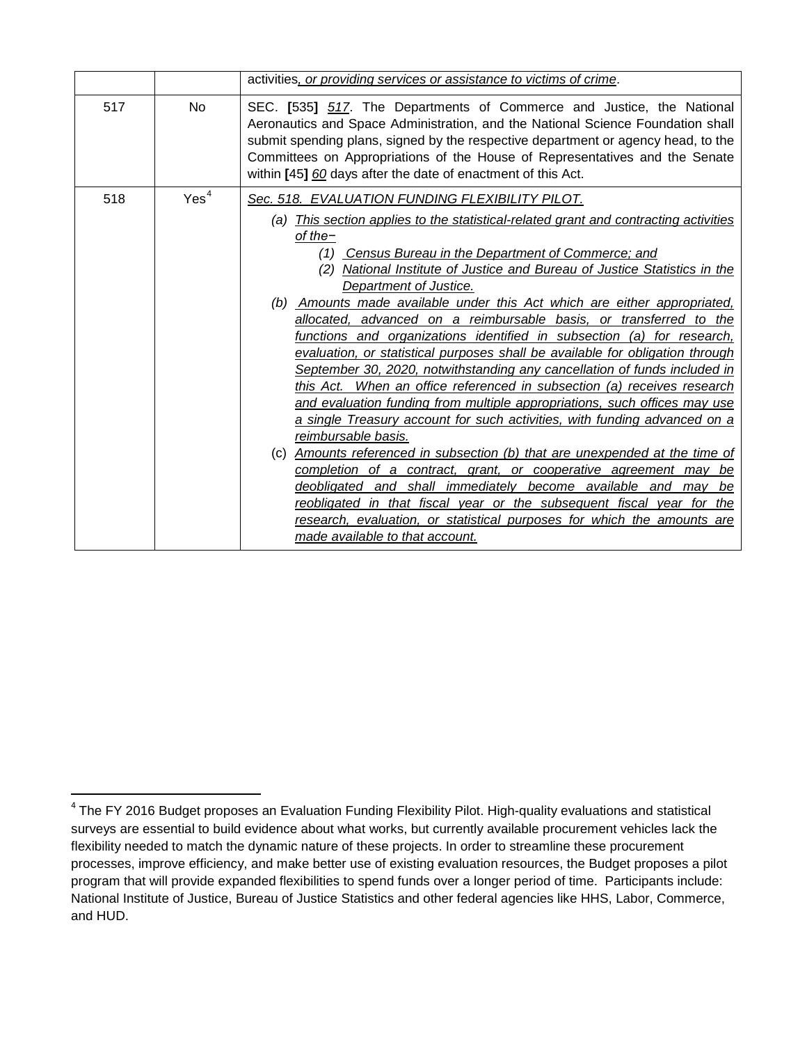|  |  |  |
|---|---|---|
|  |  | activities, *or providing services or assistance to victims of crime*. |
| 517 | No | SEC. [535] *517*. The Departments of Commerce and Justice, the National Aeronautics and Space Administration, and the National Science Foundation shall submit spending plans, signed by the respective department or agency head, to the Committees on Appropriations of the House of Representatives and the Senate within [45] *60* days after the date of enactment of this Act. |
| 518 | Yes[4] | *Sec. 518. EVALUATION FUNDING FLEXIBILITY PILOT.* <br> *(a) This section applies to the statistical-related grant and contracting activities of the−* <br> *(1) Census Bureau in the Department of Commerce; and* <br> *(2) National Institute of Justice and Bureau of Justice Statistics in the Department of Justice.* <br> *(b) Amounts made available under this Act which are either appropriated, allocated, advanced on a reimbursable basis, or transferred to the functions and organizations identified in subsection (a) for research, evaluation, or statistical purposes shall be available for obligation through September 30, 2020, notwithstanding any cancellation of funds included in this Act. When an office referenced in subsection (a) receives research and evaluation funding from multiple appropriations, such offices may use a single Treasury account for such activities, with funding advanced on a reimbursable basis.* <br> (c) *Amounts referenced in subsection (b) that are unexpended at the time of completion of a contract, grant, or cooperative agreement may be deobligated and shall immediately become available and may be reobligated in that fiscal year or the subsequent fiscal year for the research, evaluation, or statistical purposes for which the amounts are made available to that account.* |

[4] The FY 2016 Budget proposes an Evaluation Funding Flexibility Pilot. High-quality evaluations and statistical surveys are essential to build evidence about what works, but currently available procurement vehicles lack the flexibility needed to match the dynamic nature of these projects. In order to streamline these procurement processes, improve efficiency, and make better use of existing evaluation resources, the Budget proposes a pilot program that will provide expanded flexibilities to spend funds over a longer period of time. Participants include: National Institute of Justice, Bureau of Justice Statistics and other federal agencies like HHS, Labor, Commerce, and HUD.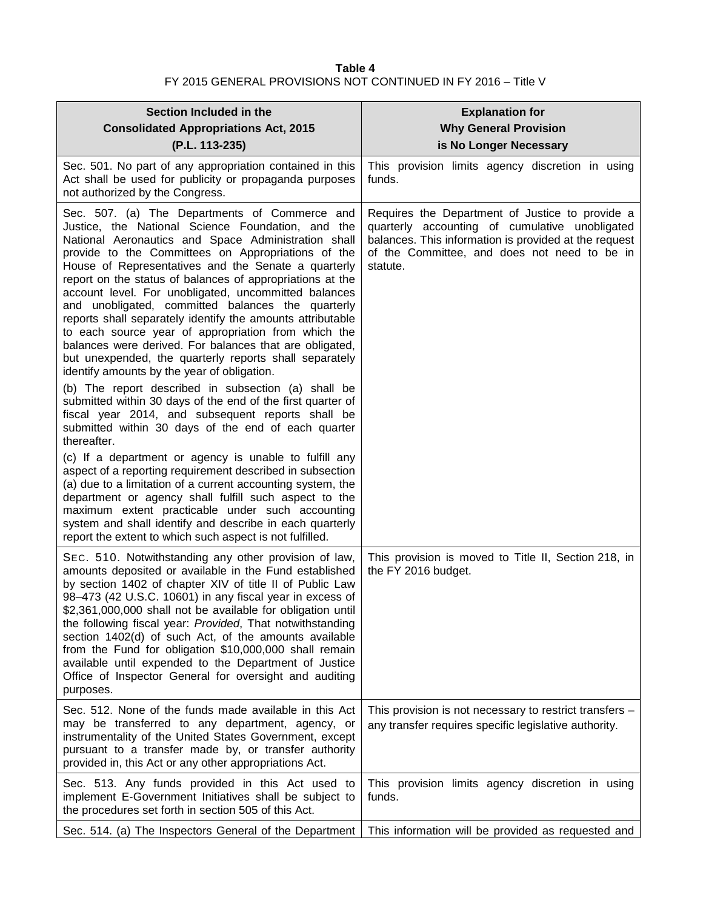**Table 4**
FY 2015 GENERAL PROVISIONS NOT CONTINUED IN FY 2016 – Title V

| Section Included in the Consolidated Appropriations Act, 2015 (P.L. 113-235) | Explanation for Why General Provision is No Longer Necessary |
|---|---|
| Sec. 501. No part of any appropriation contained in this Act shall be used for publicity or propaganda purposes not authorized by the Congress. | This provision limits agency discretion in using funds. |
| Sec. 507. (a) The Departments of Commerce and Justice, the National Science Foundation, and the National Aeronautics and Space Administration shall provide to the Committees on Appropriations of the House of Representatives and the Senate a quarterly report on the status of balances of appropriations at the account level. For unobligated, uncommitted balances and unobligated, committed balances the quarterly reports shall separately identify the amounts attributable to each source year of appropriation from which the balances were derived. For balances that are obligated, but unexpended, the quarterly reports shall separately identify amounts by the year of obligation.<br><br>(b) The report described in subsection (a) shall be submitted within 30 days of the end of the first quarter of fiscal year 2014, and subsequent reports shall be submitted within 30 days of the end of each quarter thereafter.<br><br>(c) If a department or agency is unable to fulfill any aspect of a reporting requirement described in subsection (a) due to a limitation of a current accounting system, the department or agency shall fulfill such aspect to the maximum extent practicable under such accounting system and shall identify and describe in each quarterly report the extent to which such aspect is not fulfilled. | Requires the Department of Justice to provide a quarterly accounting of cumulative unobligated balances. This information is provided at the request of the Committee, and does not need to be in statute. |
| SEC. 510. Notwithstanding any other provision of law, amounts deposited or available in the Fund established by section 1402 of chapter XIV of title II of Public Law 98–473 (42 U.S.C. 10601) in any fiscal year in excess of $2,361,000,000 shall not be available for obligation until the following fiscal year: *Provided*, That notwithstanding section 1402(d) of such Act, of the amounts available from the Fund for obligation $10,000,000 shall remain available until expended to the Department of Justice Office of Inspector General for oversight and auditing purposes. | This provision is moved to Title II, Section 218, in the FY 2016 budget. |
| Sec. 512. None of the funds made available in this Act may be transferred to any department, agency, or instrumentality of the United States Government, except pursuant to a transfer made by, or transfer authority provided in, this Act or any other appropriations Act. | This provision is not necessary to restrict transfers – any transfer requires specific legislative authority. |
| Sec. 513. Any funds provided in this Act used to implement E-Government Initiatives shall be subject to the procedures set forth in section 505 of this Act. | This provision limits agency discretion in using funds. |
| Sec. 514. (a) The Inspectors General of the Department | This information will be provided as requested and |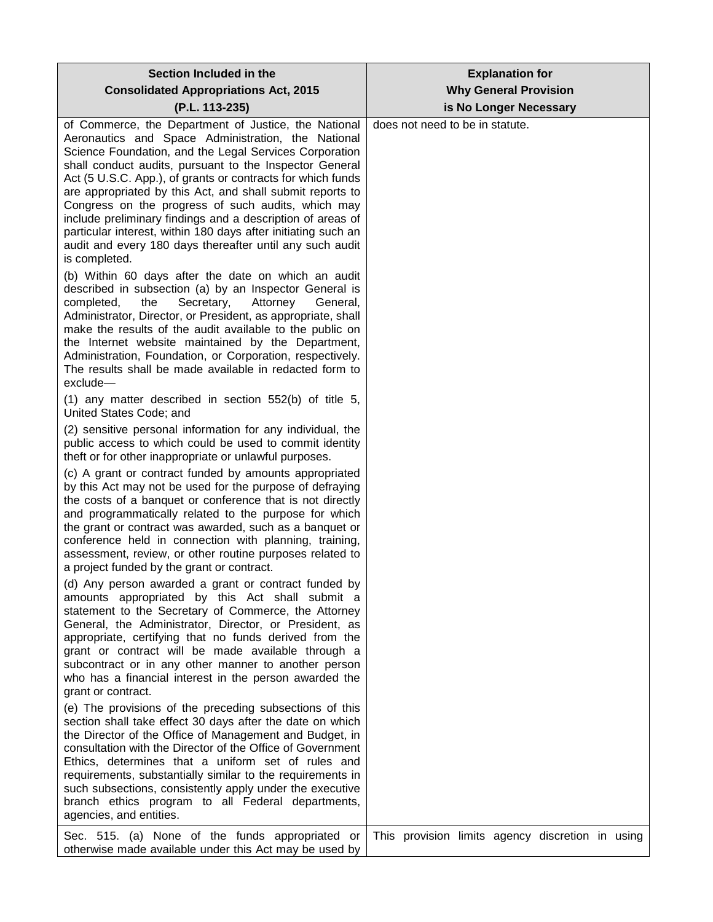| Section Included in the Consolidated Appropriations Act, 2015 (P.L. 113-235) | Explanation for Why General Provision is No Longer Necessary |
|---|---|
| of Commerce, the Department of Justice, the National Aeronautics and Space Administration, the National Science Foundation, and the Legal Services Corporation shall conduct audits, pursuant to the Inspector General Act (5 U.S.C. App.), of grants or contracts for which funds are appropriated by this Act, and shall submit reports to Congress on the progress of such audits, which may include preliminary findings and a description of areas of particular interest, within 180 days after initiating such an audit and every 180 days thereafter until any such audit is completed.<br><br>(b) Within 60 days after the date on which an audit described in subsection (a) by an Inspector General is completed, the Secretary, Attorney General, Administrator, Director, or President, as appropriate, shall make the results of the audit available to the public on the Internet website maintained by the Department, Administration, Foundation, or Corporation, respectively. The results shall be made available in redacted form to exclude—<br><br>(1) any matter described in section 552(b) of title 5, United States Code; and<br><br>(2) sensitive personal information for any individual, the public access to which could be used to commit identity theft or for other inappropriate or unlawful purposes.<br><br>(c) A grant or contract funded by amounts appropriated by this Act may not be used for the purpose of defraying the costs of a banquet or conference that is not directly and programmatically related to the purpose for which the grant or contract was awarded, such as a banquet or conference held in connection with planning, training, assessment, review, or other routine purposes related to a project funded by the grant or contract.<br><br>(d) Any person awarded a grant or contract funded by amounts appropriated by this Act shall submit a statement to the Secretary of Commerce, the Attorney General, the Administrator, Director, or President, as appropriate, certifying that no funds derived from the grant or contract will be made available through a subcontract or in any other manner to another person who has a financial interest in the person awarded the grant or contract.<br><br>(e) The provisions of the preceding subsections of this section shall take effect 30 days after the date on which the Director of the Office of Management and Budget, in consultation with the Director of the Office of Government Ethics, determines that a uniform set of rules and requirements, substantially similar to the requirements in such subsections, consistently apply under the executive branch ethics program to all Federal departments, agencies, and entities. | does not need to be in statute. |
| Sec. 515. (a) None of the funds appropriated or otherwise made available under this Act may be used by | This provision limits agency discretion in using |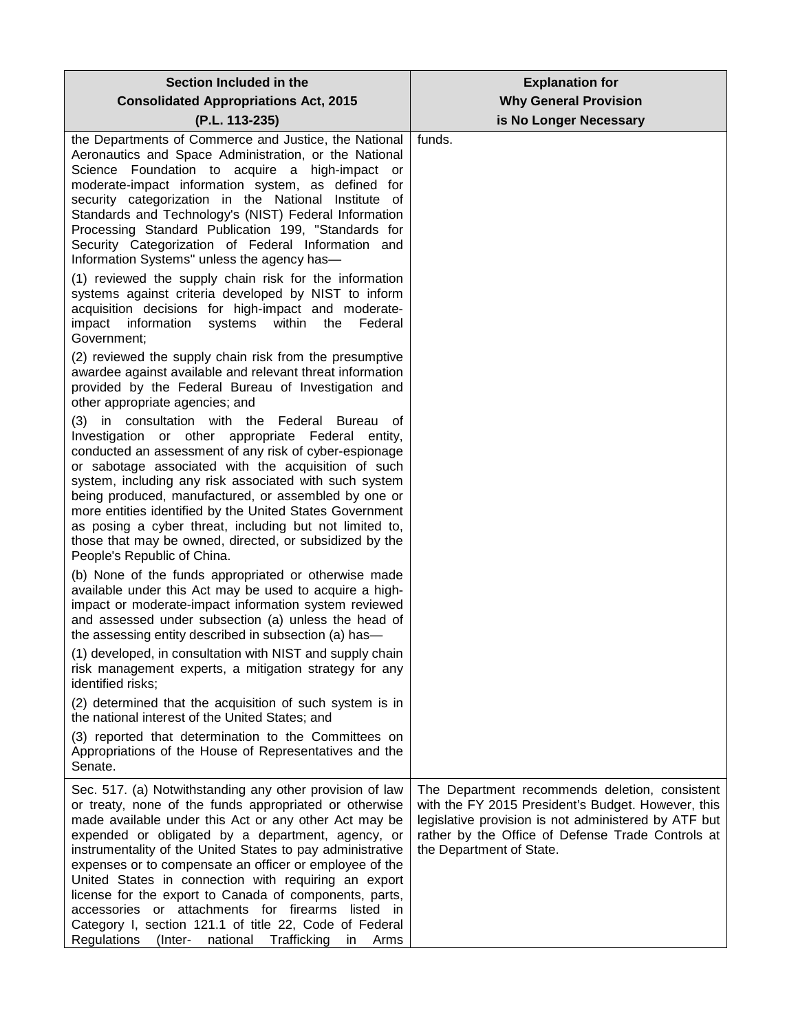| Section Included in the Consolidated Appropriations Act, 2015 (P.L. 113-235) | Explanation for Why General Provision is No Longer Necessary |
|---|---|
| the Departments of Commerce and Justice, the National Aeronautics and Space Administration, or the National Science Foundation to acquire a high-impact or moderate-impact information system, as defined for security categorization in the National Institute of Standards and Technology's (NIST) Federal Information Processing Standard Publication 199, "Standards for Security Categorization of Federal Information and Information Systems" unless the agency has—<br><br>(1) reviewed the supply chain risk for the information systems against criteria developed by NIST to inform acquisition decisions for high-impact and moderate-impact information systems within the Federal Government;<br><br>(2) reviewed the supply chain risk from the presumptive awardee against available and relevant threat information provided by the Federal Bureau of Investigation and other appropriate agencies; and<br><br>(3) in consultation with the Federal Bureau of Investigation or other appropriate Federal entity, conducted an assessment of any risk of cyber-espionage or sabotage associated with the acquisition of such system, including any risk associated with such system being produced, manufactured, or assembled by one or more entities identified by the United States Government as posing a cyber threat, including but not limited to, those that may be owned, directed, or subsidized by the People's Republic of China.<br><br>(b) None of the funds appropriated or otherwise made available under this Act may be used to acquire a high-impact or moderate-impact information system reviewed and assessed under subsection (a) unless the head of the assessing entity described in subsection (a) has—<br><br>(1) developed, in consultation with NIST and supply chain risk management experts, a mitigation strategy for any identified risks;<br><br>(2) determined that the acquisition of such system is in the national interest of the United States; and<br><br>(3) reported that determination to the Committees on Appropriations of the House of Representatives and the Senate. | funds. |
| Sec. 517. (a) Notwithstanding any other provision of law or treaty, none of the funds appropriated or otherwise made available under this Act or any other Act may be expended or obligated by a department, agency, or instrumentality of the United States to pay administrative expenses or to compensate an officer or employee of the United States in connection with requiring an export license for the export to Canada of components, parts, accessories or attachments for firearms listed in Category I, section 121.1 of title 22, Code of Federal Regulations (Inter- national Trafficking in Arms | The Department recommends deletion, consistent with the FY 2015 President's Budget. However, this legislative provision is not administered by ATF but rather by the Office of Defense Trade Controls at the Department of State. |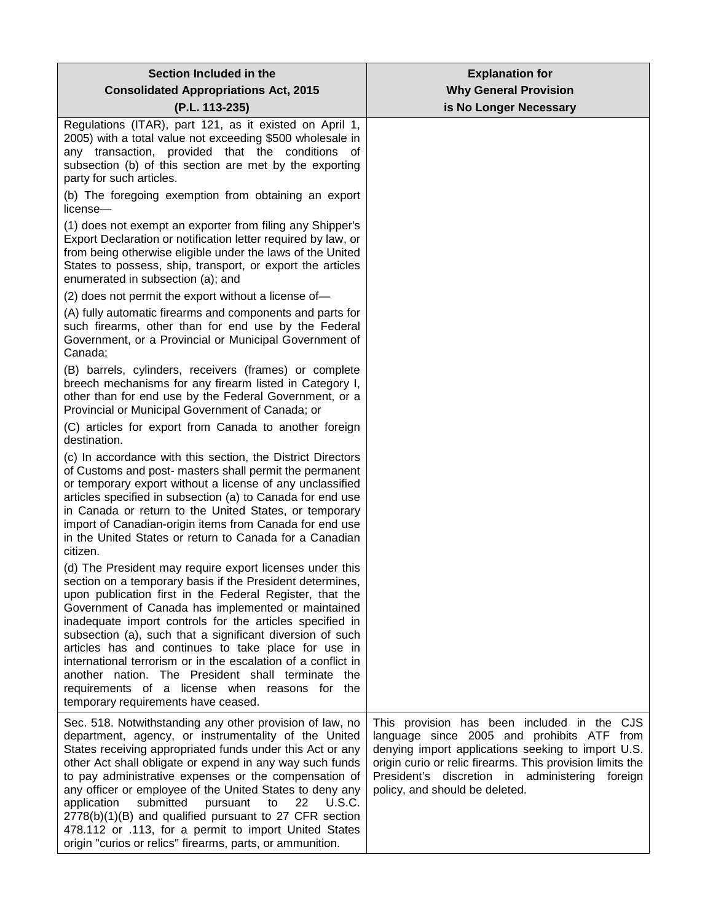| Section Included in the Consolidated Appropriations Act, 2015 (P.L. 113-235) | Explanation for Why General Provision is No Longer Necessary |
|---|---|
| Regulations (ITAR), part 121, as it existed on April 1, 2005) with a total value not exceeding $500 wholesale in any transaction, provided that the conditions of subsection (b) of this section are met by the exporting party for such articles.<br><br>(b) The foregoing exemption from obtaining an export license—<br><br>(1) does not exempt an exporter from filing any Shipper's Export Declaration or notification letter required by law, or from being otherwise eligible under the laws of the United States to possess, ship, transport, or export the articles enumerated in subsection (a); and<br><br>(2) does not permit the export without a license of—<br><br>(A) fully automatic firearms and components and parts for such firearms, other than for end use by the Federal Government, or a Provincial or Municipal Government of Canada;<br><br>(B) barrels, cylinders, receivers (frames) or complete breech mechanisms for any firearm listed in Category I, other than for end use by the Federal Government, or a Provincial or Municipal Government of Canada; or<br><br>(C) articles for export from Canada to another foreign destination.<br><br>(c) In accordance with this section, the District Directors of Customs and post- masters shall permit the permanent or temporary export without a license of any unclassified articles specified in subsection (a) to Canada for end use in Canada or return to the United States, or temporary import of Canadian-origin items from Canada for end use in the United States or return to Canada for a Canadian citizen.<br><br>(d) The President may require export licenses under this section on a temporary basis if the President determines, upon publication first in the Federal Register, that the Government of Canada has implemented or maintained inadequate import controls for the articles specified in subsection (a), such that a significant diversion of such articles has and continues to take place for use in international terrorism or in the escalation of a conflict in another nation. The President shall terminate the requirements of a license when reasons for the temporary requirements have ceased. | |
| Sec. 518. Notwithstanding any other provision of law, no department, agency, or instrumentality of the United States receiving appropriated funds under this Act or any other Act shall obligate or expend in any way such funds to pay administrative expenses or the compensation of any officer or employee of the United States to deny any application submitted pursuant to 22 U.S.C. 2778(b)(1)(B) and qualified pursuant to 27 CFR section 478.112 or .113, for a permit to import United States origin "curios or relics" firearms, parts, or ammunition. | This provision has been included in the CJS language since 2005 and prohibits ATF from denying import applications seeking to import U.S. origin curio or relic firearms. This provision limits the President's discretion in administering foreign policy, and should be deleted. |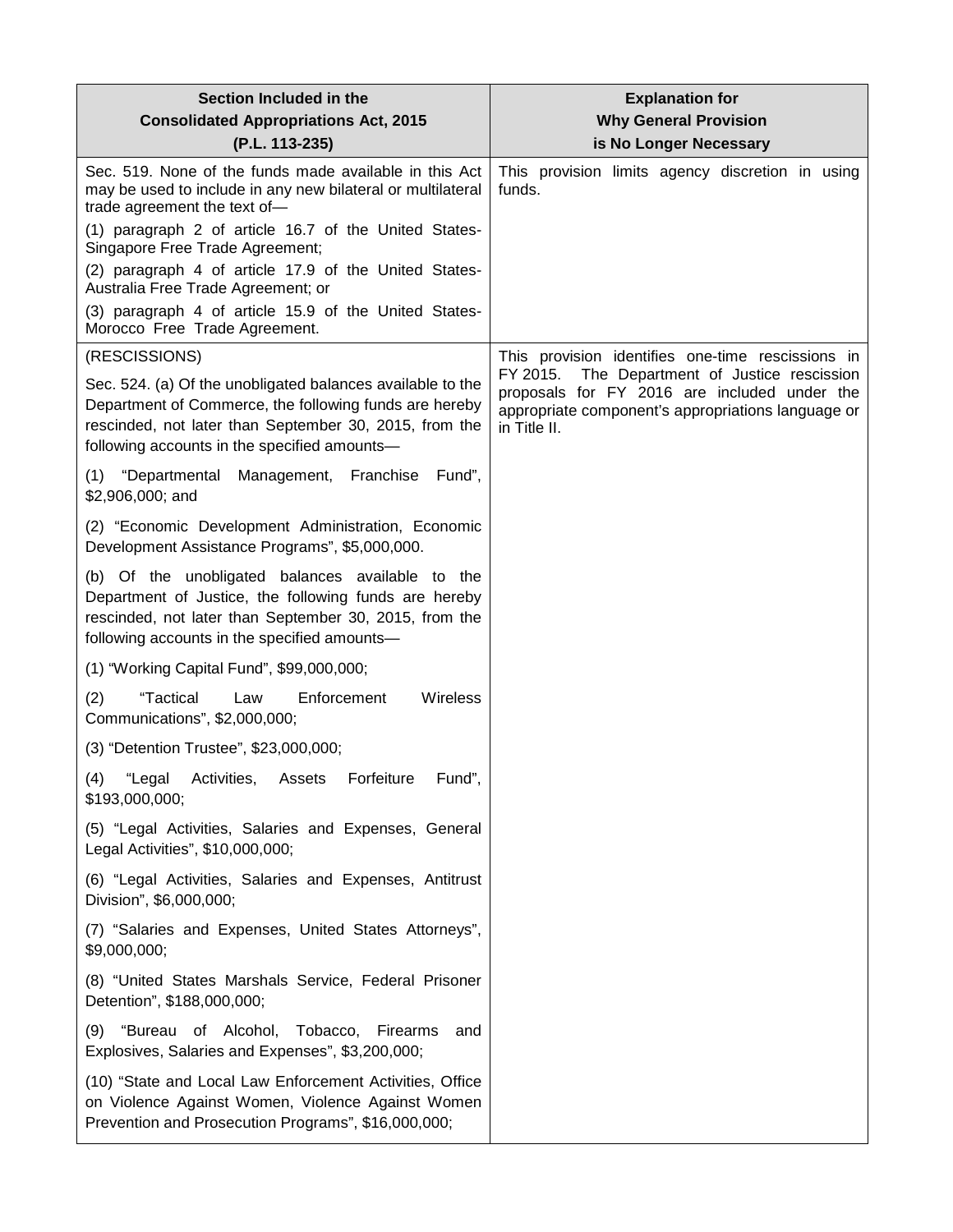| Section Included in the Consolidated Appropriations Act, 2015 (P.L. 113-235) | Explanation for Why General Provision is No Longer Necessary |
|---|---|
| Sec. 519. None of the funds made available in this Act may be used to include in any new bilateral or multilateral trade agreement the text of—<br>(1) paragraph 2 of article 16.7 of the United States-Singapore Free Trade Agreement;<br>(2) paragraph 4 of article 17.9 of the United States-Australia Free Trade Agreement; or<br>(3) paragraph 4 of article 15.9 of the United States-Morocco Free Trade Agreement. | This provision limits agency discretion in using funds. |
| (RESCISSIONS)<br>Sec. 524. (a) Of the unobligated balances available to the Department of Commerce, the following funds are hereby rescinded, not later than September 30, 2015, from the following accounts in the specified amounts—<br>(1) "Departmental Management, Franchise Fund", $2,906,000; and<br>(2) "Economic Development Administration, Economic Development Assistance Programs", $5,000,000.<br>(b) Of the unobligated balances available to the Department of Justice, the following funds are hereby rescinded, not later than September 30, 2015, from the following accounts in the specified amounts—<br>(1) "Working Capital Fund", $99,000,000;<br>(2) "Tactical Law Enforcement Wireless Communications", $2,000,000;<br>(3) "Detention Trustee", $23,000,000;<br>(4) "Legal Activities, Assets Forfeiture Fund", $193,000,000;<br>(5) "Legal Activities, Salaries and Expenses, General Legal Activities", $10,000,000;<br>(6) "Legal Activities, Salaries and Expenses, Antitrust Division", $6,000,000;<br>(7) "Salaries and Expenses, United States Attorneys", $9,000,000;<br>(8) "United States Marshals Service, Federal Prisoner Detention", $188,000,000;<br>(9) "Bureau of Alcohol, Tobacco, Firearms and Explosives, Salaries and Expenses", $3,200,000;<br>(10) "State and Local Law Enforcement Activities, Office on Violence Against Women, Violence Against Women Prevention and Prosecution Programs", $16,000,000; | This provision identifies one-time rescissions in FY 2015. The Department of Justice rescission proposals for FY 2016 are included under the appropriate component's appropriations language or in Title II. |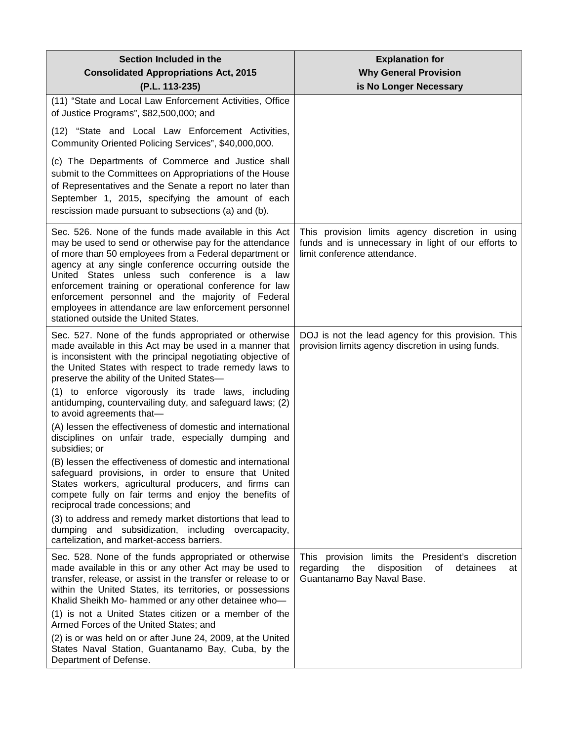| Section Included in the Consolidated Appropriations Act, 2015 (P.L. 113-235) | Explanation for Why General Provision is No Longer Necessary |
|---|---|
| (11) “State and Local Law Enforcement Activities, Office of Justice Programs”, \$82,500,000; and<br><br>(12) “State and Local Law Enforcement Activities, Community Oriented Policing Services”, \$40,000,000.<br><br>(c) The Departments of Commerce and Justice shall submit to the Committees on Appropriations of the House of Representatives and the Senate a report no later than September 1, 2015, specifying the amount of each rescission made pursuant to subsections (a) and (b). | |
| Sec. 526. None of the funds made available in this Act may be used to send or otherwise pay for the attendance of more than 50 employees from a Federal department or agency at any single conference occurring outside the United States unless such conference is a law enforcement training or operational conference for law enforcement personnel and the majority of Federal employees in attendance are law enforcement personnel stationed outside the United States. | This provision limits agency discretion in using funds and is unnecessary in light of our efforts to limit conference attendance. |
| Sec. 527. None of the funds appropriated or otherwise made available in this Act may be used in a manner that is inconsistent with the principal negotiating objective of the United States with respect to trade remedy laws to preserve the ability of the United States—<br><br>(1) to enforce vigorously its trade laws, including antidumping, countervailing duty, and safeguard laws; (2) to avoid agreements that—<br><br>(A) lessen the effectiveness of domestic and international disciplines on unfair trade, especially dumping and subsidies; or<br><br>(B) lessen the effectiveness of domestic and international safeguard provisions, in order to ensure that United States workers, agricultural producers, and firms can compete fully on fair terms and enjoy the benefits of reciprocal trade concessions; and<br><br>(3) to address and remedy market distortions that lead to dumping and subsidization, including overcapacity, cartelization, and market-access barriers. | DOJ is not the lead agency for this provision. This provision limits agency discretion in using funds. |
| Sec. 528. None of the funds appropriated or otherwise made available in this or any other Act may be used to transfer, release, or assist in the transfer or release to or within the United States, its territories, or possessions Khalid Sheikh Mo- hammed or any other detainee who—<br><br>(1) is not a United States citizen or a member of the Armed Forces of the United States; and<br><br>(2) is or was held on or after June 24, 2009, at the United States Naval Station, Guantanamo Bay, Cuba, by the Department of Defense. | This provision limits the President’s discretion regarding the disposition of detainees at Guantanamo Bay Naval Base. |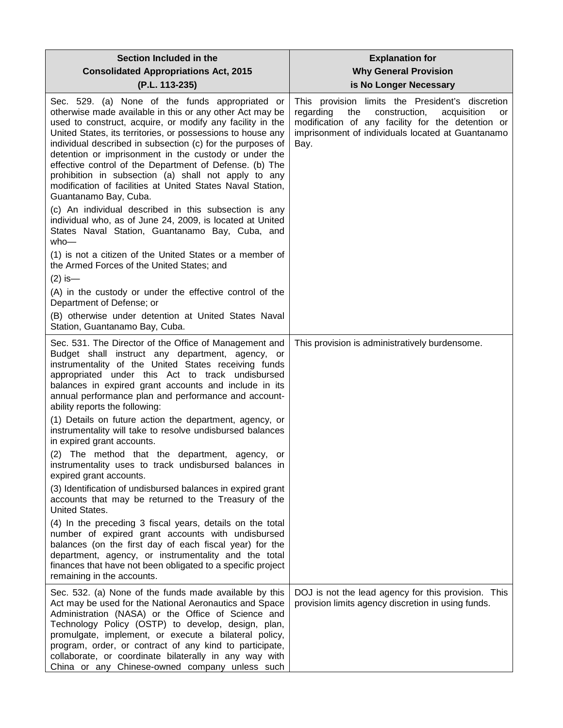| Section Included in the Consolidated Appropriations Act, 2015 (P.L. 113-235) | Explanation for Why General Provision is No Longer Necessary |
|---|---|
| Sec. 529. (a) None of the funds appropriated or otherwise made available in this or any other Act may be used to construct, acquire, or modify any facility in the United States, its territories, or possessions to house any individual described in subsection (c) for the purposes of detention or imprisonment in the custody or under the effective control of the Department of Defense. (b) The prohibition in subsection (a) shall not apply to any modification of facilities at United States Naval Station, Guantanamo Bay, Cuba.<br><br>(c) An individual described in this subsection is any individual who, as of June 24, 2009, is located at United States Naval Station, Guantanamo Bay, Cuba, and who—<br><br>(1) is not a citizen of the United States or a member of the Armed Forces of the United States; and<br><br>(2) is—<br><br>(A) in the custody or under the effective control of the Department of Defense; or<br><br>(B) otherwise under detention at United States Naval Station, Guantanamo Bay, Cuba. | This provision limits the President's discretion regarding the construction, acquisition or modification of any facility for the detention or imprisonment of individuals located at Guantanamo Bay. |
| Sec. 531. The Director of the Office of Management and Budget shall instruct any department, agency, or instrumentality of the United States receiving funds appropriated under this Act to track undisbursed balances in expired grant accounts and include in its annual performance plan and performance and accountability reports the following:<br><br>(1) Details on future action the department, agency, or instrumentality will take to resolve undisbursed balances in expired grant accounts.<br><br>(2) The method that the department, agency, or instrumentality uses to track undisbursed balances in expired grant accounts.<br><br>(3) Identification of undisbursed balances in expired grant accounts that may be returned to the Treasury of the United States.<br><br>(4) In the preceding 3 fiscal years, details on the total number of expired grant accounts with undisbursed balances (on the first day of each fiscal year) for the department, agency, or instrumentality and the total finances that have not been obligated to a specific project remaining in the accounts. | This provision is administratively burdensome. |
| Sec. 532. (a) None of the funds made available by this Act may be used for the National Aeronautics and Space Administration (NASA) or the Office of Science and Technology Policy (OSTP) to develop, design, plan, promulgate, implement, or execute a bilateral policy, program, order, or contract of any kind to participate, collaborate, or coordinate bilaterally in any way with China or any Chinese-owned company unless such | DOJ is not the lead agency for this provision. This provision limits agency discretion in using funds. |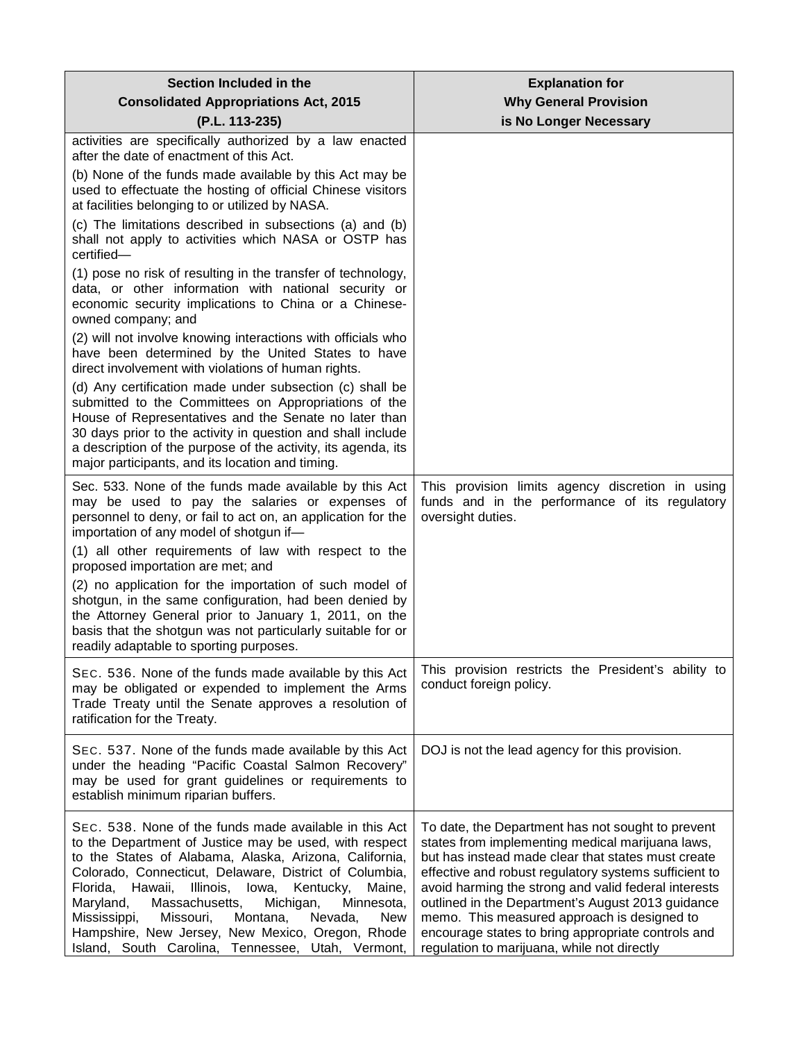| Section Included in the Consolidated Appropriations Act, 2015 (P.L. 113-235) | Explanation for Why General Provision is No Longer Necessary |
|---|---|
| activities are specifically authorized by a law enacted after the date of enactment of this Act.<br>(b) None of the funds made available by this Act may be used to effectuate the hosting of official Chinese visitors at facilities belonging to or utilized by NASA.<br>(c) The limitations described in subsections (a) and (b) shall not apply to activities which NASA or OSTP has certified—<br>(1) pose no risk of resulting in the transfer of technology, data, or other information with national security or economic security implications to China or a Chinese-owned company; and<br>(2) will not involve knowing interactions with officials who have been determined by the United States to have direct involvement with violations of human rights.<br>(d) Any certification made under subsection (c) shall be submitted to the Committees on Appropriations of the House of Representatives and the Senate no later than 30 days prior to the activity in question and shall include a description of the purpose of the activity, its agenda, its major participants, and its location and timing. | |
| Sec. 533. None of the funds made available by this Act may be used to pay the salaries or expenses of personnel to deny, or fail to act on, an application for the importation of any model of shotgun if—<br>(1) all other requirements of law with respect to the proposed importation are met; and<br>(2) no application for the importation of such model of shotgun, in the same configuration, had been denied by the Attorney General prior to January 1, 2011, on the basis that the shotgun was not particularly suitable for or readily adaptable to sporting purposes. | This provision limits agency discretion in using funds and in the performance of its regulatory oversight duties. |
| SEC. 536. None of the funds made available by this Act may be obligated or expended to implement the Arms Trade Treaty until the Senate approves a resolution of ratification for the Treaty. | This provision restricts the President's ability to conduct foreign policy. |
| SEC. 537. None of the funds made available by this Act under the heading "Pacific Coastal Salmon Recovery" may be used for grant guidelines or requirements to establish minimum riparian buffers. | DOJ is not the lead agency for this provision. |
| SEC. 538. None of the funds made available in this Act to the Department of Justice may be used, with respect to the States of Alabama, Alaska, Arizona, California, Colorado, Connecticut, Delaware, District of Columbia, Florida, Hawaii, Illinois, Iowa, Kentucky, Maine, Maryland, Massachusetts, Michigan, Minnesota, Mississippi, Missouri, Montana, Nevada, New Hampshire, New Jersey, New Mexico, Oregon, Rhode Island, South Carolina, Tennessee, Utah, Vermont, | To date, the Department has not sought to prevent states from implementing medical marijuana laws, but has instead made clear that states must create effective and robust regulatory systems sufficient to avoid harming the strong and valid federal interests outlined in the Department's August 2013 guidance memo. This measured approach is designed to encourage states to bring appropriate controls and regulation to marijuana, while not directly |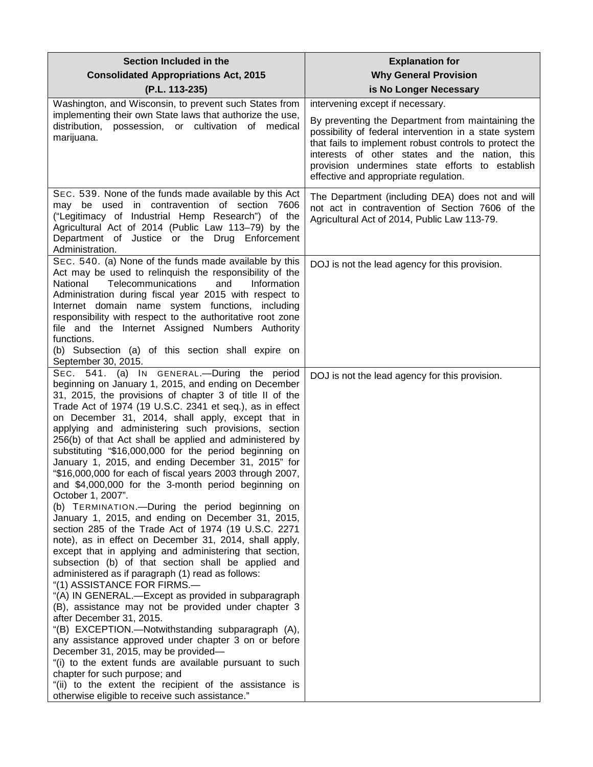| Section Included in the Consolidated Appropriations Act, 2015 (P.L. 113-235) | Explanation for Why General Provision is No Longer Necessary |
|---|---|
| Washington, and Wisconsin, to prevent such States from implementing their own State laws that authorize the use, distribution, possession, or cultivation of medical marijuana. | intervening except if necessary. <br><br> By preventing the Department from maintaining the possibility of federal intervention in a state system that fails to implement robust controls to protect the interests of other states and the nation, this provision undermines state efforts to establish effective and appropriate regulation. |
| SEC. 539. None of the funds made available by this Act may be used in contravention of section 7606 ("Legitimacy of Industrial Hemp Research") of the Agricultural Act of 2014 (Public Law 113–79) by the Department of Justice or the Drug Enforcement Administration. | The Department (including DEA) does not and will not act in contravention of Section 7606 of the Agricultural Act of 2014, Public Law 113-79. |
| SEC. 540. (a) None of the funds made available by this Act may be used to relinquish the responsibility of the National Telecommunications and Information Administration during fiscal year 2015 with respect to Internet domain name system functions, including responsibility with respect to the authoritative root zone file and the Internet Assigned Numbers Authority functions. <br> (b) Subsection (a) of this section shall expire on September 30, 2015. | DOJ is not the lead agency for this provision. |
| SEC. 541. (a) IN GENERAL.—During the period beginning on January 1, 2015, and ending on December 31, 2015, the provisions of chapter 3 of title II of the Trade Act of 1974 (19 U.S.C. 2341 et seq.), as in effect on December 31, 2014, shall apply, except that in applying and administering such provisions, section 256(b) of that Act shall be applied and administered by substituting "$16,000,000 for the period beginning on January 1, 2015, and ending December 31, 2015" for "$16,000,000 for each of fiscal years 2003 through 2007, and $4,000,000 for the 3-month period beginning on October 1, 2007". <br> (b) TERMINATION.—During the period beginning on January 1, 2015, and ending on December 31, 2015, section 285 of the Trade Act of 1974 (19 U.S.C. 2271 note), as in effect on December 31, 2014, shall apply, except that in applying and administering that section, subsection (b) of that section shall be applied and administered as if paragraph (1) read as follows: <br> "(1) ASSISTANCE FOR FIRMS.— <br> "(A) IN GENERAL.—Except as provided in subparagraph (B), assistance may not be provided under chapter 3 after December 31, 2015. <br> "(B) EXCEPTION.—Notwithstanding subparagraph (A), any assistance approved under chapter 3 on or before December 31, 2015, may be provided— <br> "(i) to the extent funds are available pursuant to such chapter for such purpose; and <br> "(ii) to the extent the recipient of the assistance is otherwise eligible to receive such assistance." | DOJ is not the lead agency for this provision. |